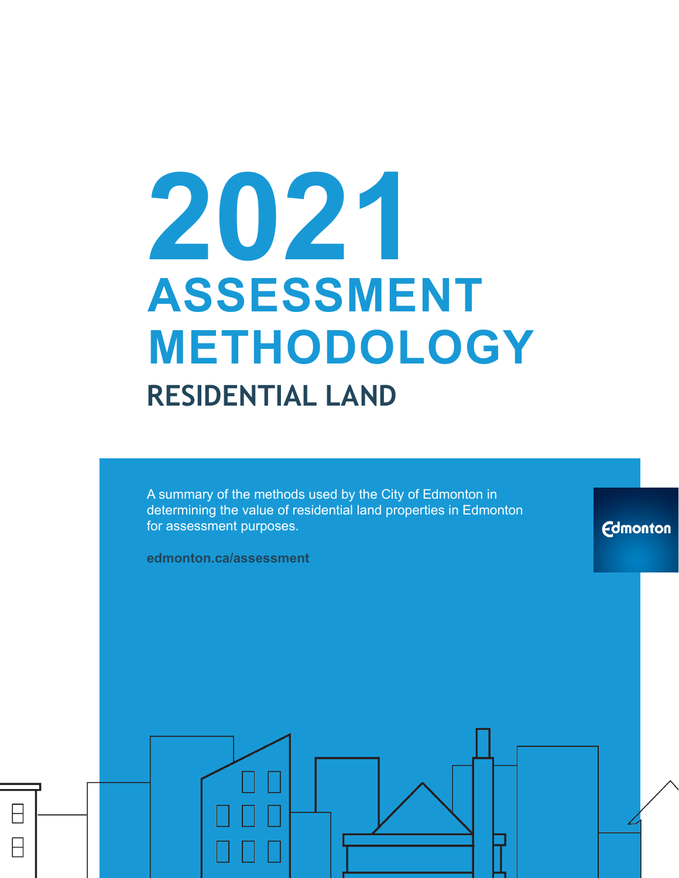# 2021 ASSESSMENT METHODOLOGY

## RESIDENTIAL LAND

A summary of the methods used by the City of Edmonton in determining the value of residential land properties in Edmonton for assessment purposes.

**edmonton.ca/assessment**

Edmonton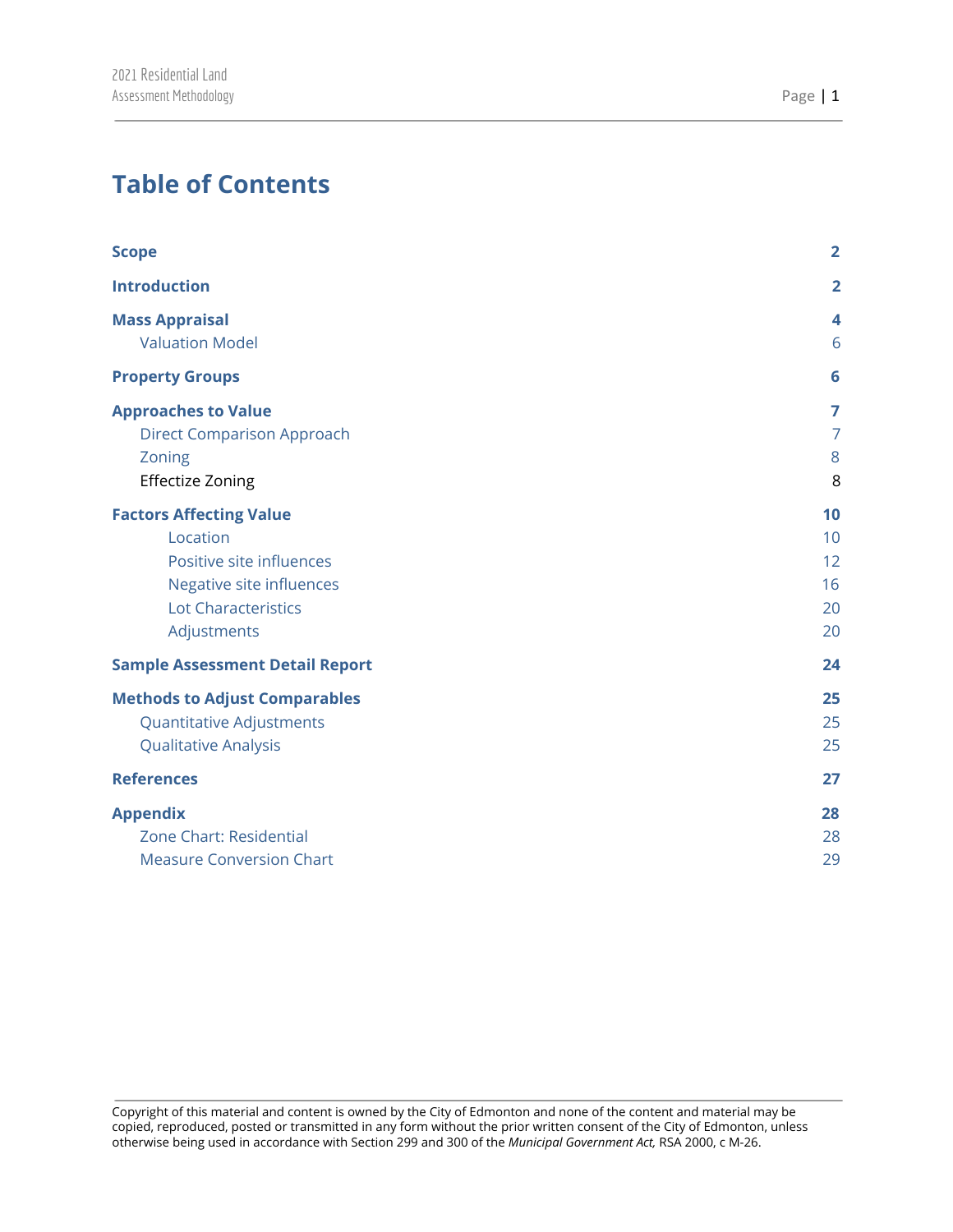# Table of Contents

| | |
|---|---|
| **Scope** | **2** |
| **Introduction** | **2** |
| **Mass Appraisal** | **4** |
| Valuation Model | 6 |
| **Property Groups** | **6** |
| **Approaches to Value** | **7** |
| Direct Comparison Approach | 7 |
| Zoning | 8 |
| Effectize Zoning | 8 |
| **Factors Affecting Value** | **10** |
| Location | 10 |
| Positive site influences | 12 |
| Negative site influences | 16 |
| Lot Characteristics | 20 |
| Adjustments | 20 |
| **Sample Assessment Detail Report** | **24** |
| **Methods to Adjust Comparables** | **25** |
| Quantitative Adjustments | 25 |
| Qualitative Analysis | 25 |
| **References** | **27** |
| **Appendix** | **28** |
| Zone Chart: Residential | 28 |
| Measure Conversion Chart | 29 |

Copyright of this material and content is owned by the City of Edmonton and none of the content and material may be copied, reproduced, posted or transmitted in any form without the prior written consent of the City of Edmonton, unless otherwise being used in accordance with Section 299 and 300 of the *Municipal Government Act,* RSA 2000, c M-26.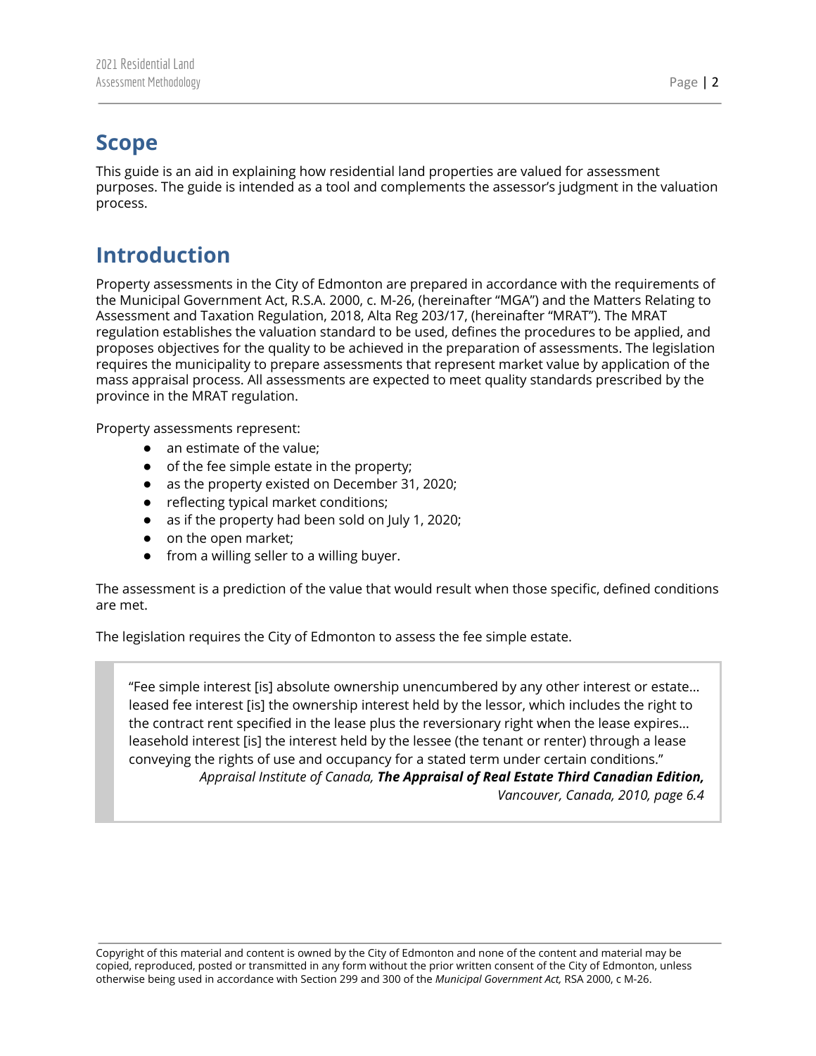## Scope

This guide is an aid in explaining how residential land properties are valued for assessment purposes. The guide is intended as a tool and complements the assessor's judgment in the valuation process.

## Introduction

Property assessments in the City of Edmonton are prepared in accordance with the requirements of the Municipal Government Act, R.S.A. 2000, c. M-26, (hereinafter "MGA") and the Matters Relating to Assessment and Taxation Regulation, 2018, Alta Reg 203/17, (hereinafter "MRAT"). The MRAT regulation establishes the valuation standard to be used, defines the procedures to be applied, and proposes objectives for the quality to be achieved in the preparation of assessments. The legislation requires the municipality to prepare assessments that represent market value by application of the mass appraisal process. All assessments are expected to meet quality standards prescribed by the province in the MRAT regulation.

Property assessments represent:

- an estimate of the value;
- of the fee simple estate in the property;
- as the property existed on December 31, 2020;
- reflecting typical market conditions;
- as if the property had been sold on July 1, 2020;
- on the open market;
- from a willing seller to a willing buyer.

The assessment is a prediction of the value that would result when those specific, defined conditions are met.

The legislation requires the City of Edmonton to assess the fee simple estate.

> "Fee simple interest [is] absolute ownership unencumbered by any other interest or estate… leased fee interest [is] the ownership interest held by the lessor, which includes the right to the contract rent specified in the lease plus the reversionary right when the lease expires… leasehold interest [is] the interest held by the lessee (the tenant or renter) through a lease conveying the rights of use and occupancy for a stated term under certain conditions."
>
> *Appraisal Institute of Canada, **The Appraisal of Real Estate Third Canadian Edition,** Vancouver, Canada, 2010, page 6.4*

Copyright of this material and content is owned by the City of Edmonton and none of the content and material may be copied, reproduced, posted or transmitted in any form without the prior written consent of the City of Edmonton, unless otherwise being used in accordance with Section 299 and 300 of the *Municipal Government Act,* RSA 2000, c M-26.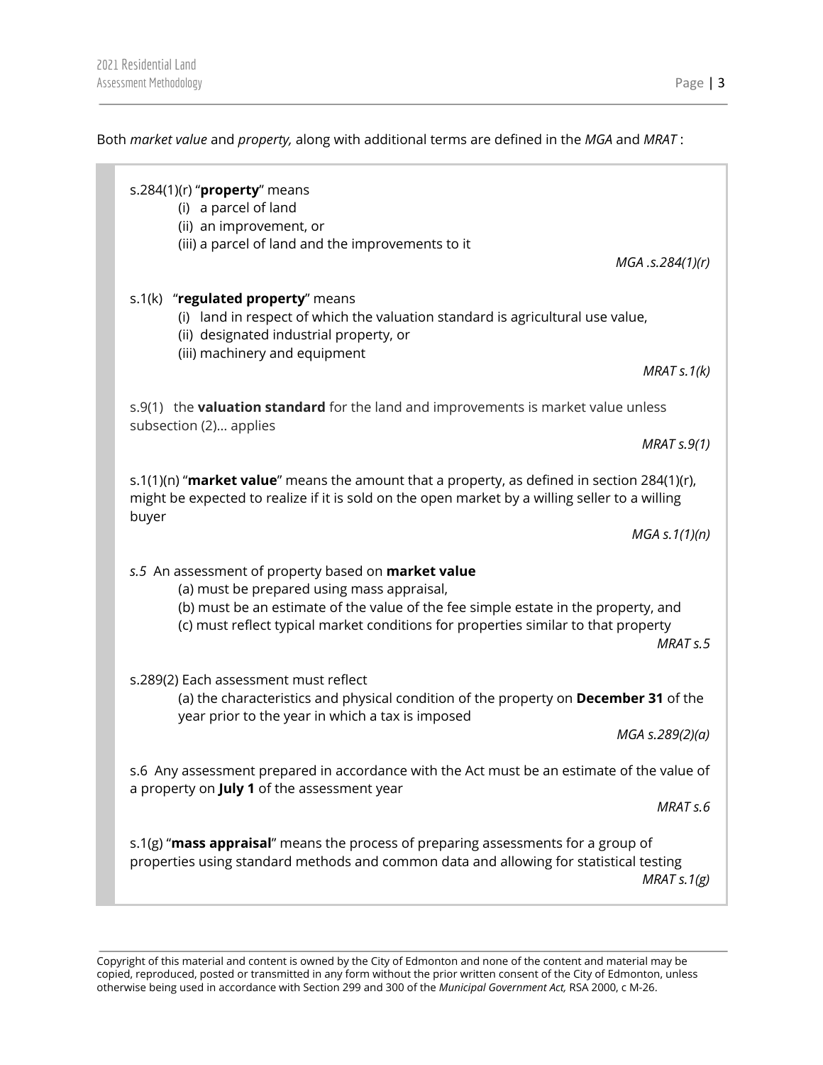Both *market value* and *property,* along with additional terms are defined in the *MGA* and *MRAT* :

> s.284(1)(r) "**property**" means
>
> (i) a parcel of land
> (ii) an improvement, or
> (iii) a parcel of land and the improvements to it
>
> *MGA .s.284(1)(r)*
>
> s.1(k) "**regulated property**" means
>
> (i) land in respect of which the valuation standard is agricultural use value,
> (ii) designated industrial property, or
> (iii) machinery and equipment
>
> *MRAT s.1(k)*
>
> s.9(1) the **valuation standard** for the land and improvements is market value unless subsection (2)... applies
>
> *MRAT s.9(1)*
>
> s.1(1)(n) "**market value**" means the amount that a property, as defined in section 284(1)(r), might be expected to realize if it is sold on the open market by a willing seller to a willing buyer
>
> *MGA s.1(1)(n)*
>
> *s.5* An assessment of property based on **market value**
>
> (a) must be prepared using mass appraisal,
> (b) must be an estimate of the value of the fee simple estate in the property, and
> (c) must reflect typical market conditions for properties similar to that property
>
> *MRAT s.5*
>
> s.289(2) Each assessment must reflect
>
> (a) the characteristics and physical condition of the property on **December 31** of the year prior to the year in which a tax is imposed
>
> *MGA s.289(2)(a)*
>
> s.6 Any assessment prepared in accordance with the Act must be an estimate of the value of a property on **July 1** of the assessment year
>
> *MRAT s.6*
>
> s.1(g) "**mass appraisal**" means the process of preparing assessments for a group of properties using standard methods and common data and allowing for statistical testing
>
> *MRAT s.1(g)*

Copyright of this material and content is owned by the City of Edmonton and none of the content and material may be copied, reproduced, posted or transmitted in any form without the prior written consent of the City of Edmonton, unless otherwise being used in accordance with Section 299 and 300 of the *Municipal Government Act,* RSA 2000, c M-26.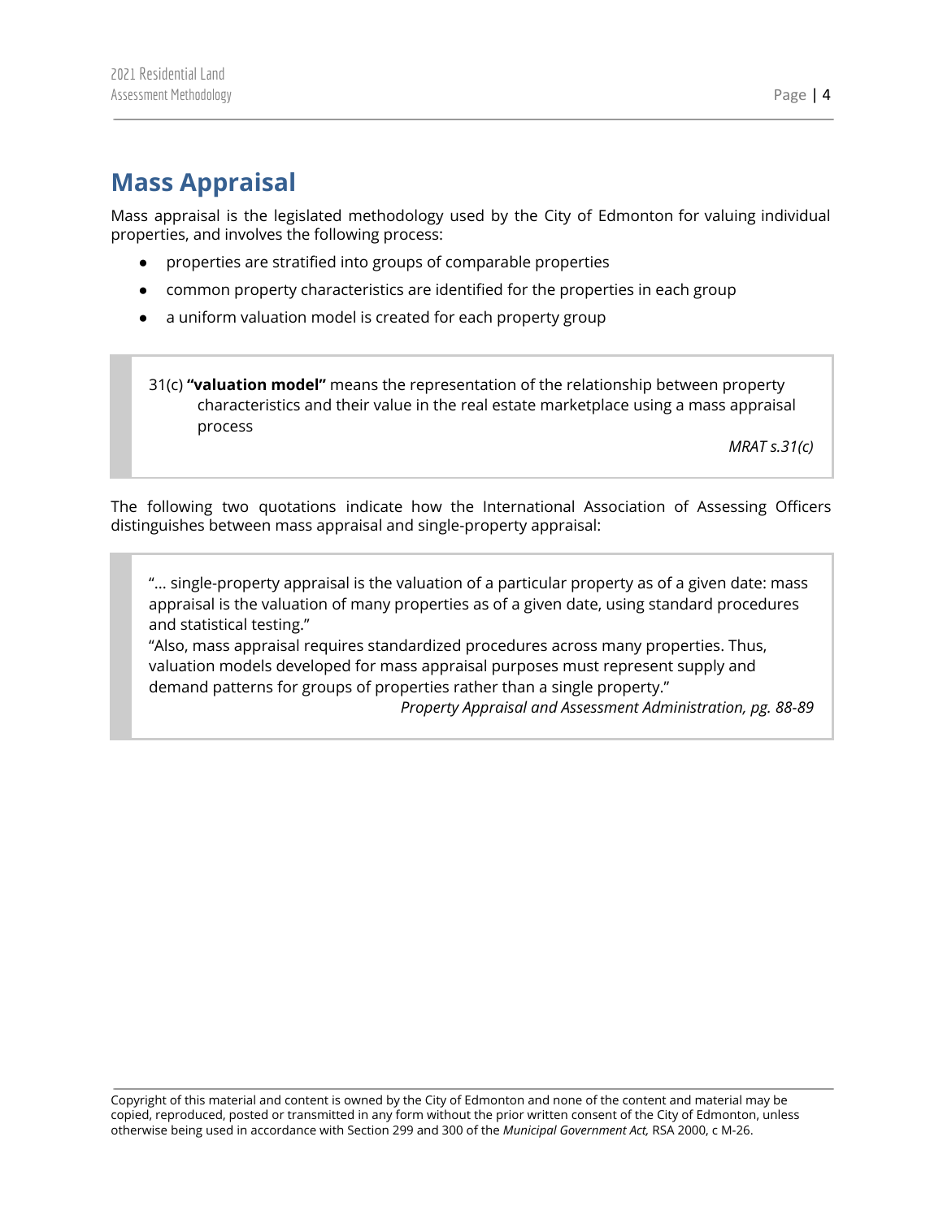# Mass Appraisal

Mass appraisal is the legislated methodology used by the City of Edmonton for valuing individual properties, and involves the following process:

- properties are stratified into groups of comparable properties
- common property characteristics are identified for the properties in each group
- a uniform valuation model is created for each property group

> 31(c) **"valuation model"** means the representation of the relationship between property characteristics and their value in the real estate marketplace using a mass appraisal process
>
> *MRAT s.31(c)*

The following two quotations indicate how the International Association of Assessing Officers distinguishes between mass appraisal and single-property appraisal:

> "... single-property appraisal is the valuation of a particular property as of a given date: mass appraisal is the valuation of many properties as of a given date, using standard procedures and statistical testing."
>
> "Also, mass appraisal requires standardized procedures across many properties. Thus, valuation models developed for mass appraisal purposes must represent supply and demand patterns for groups of properties rather than a single property."
>
> *Property Appraisal and Assessment Administration, pg. 88-89*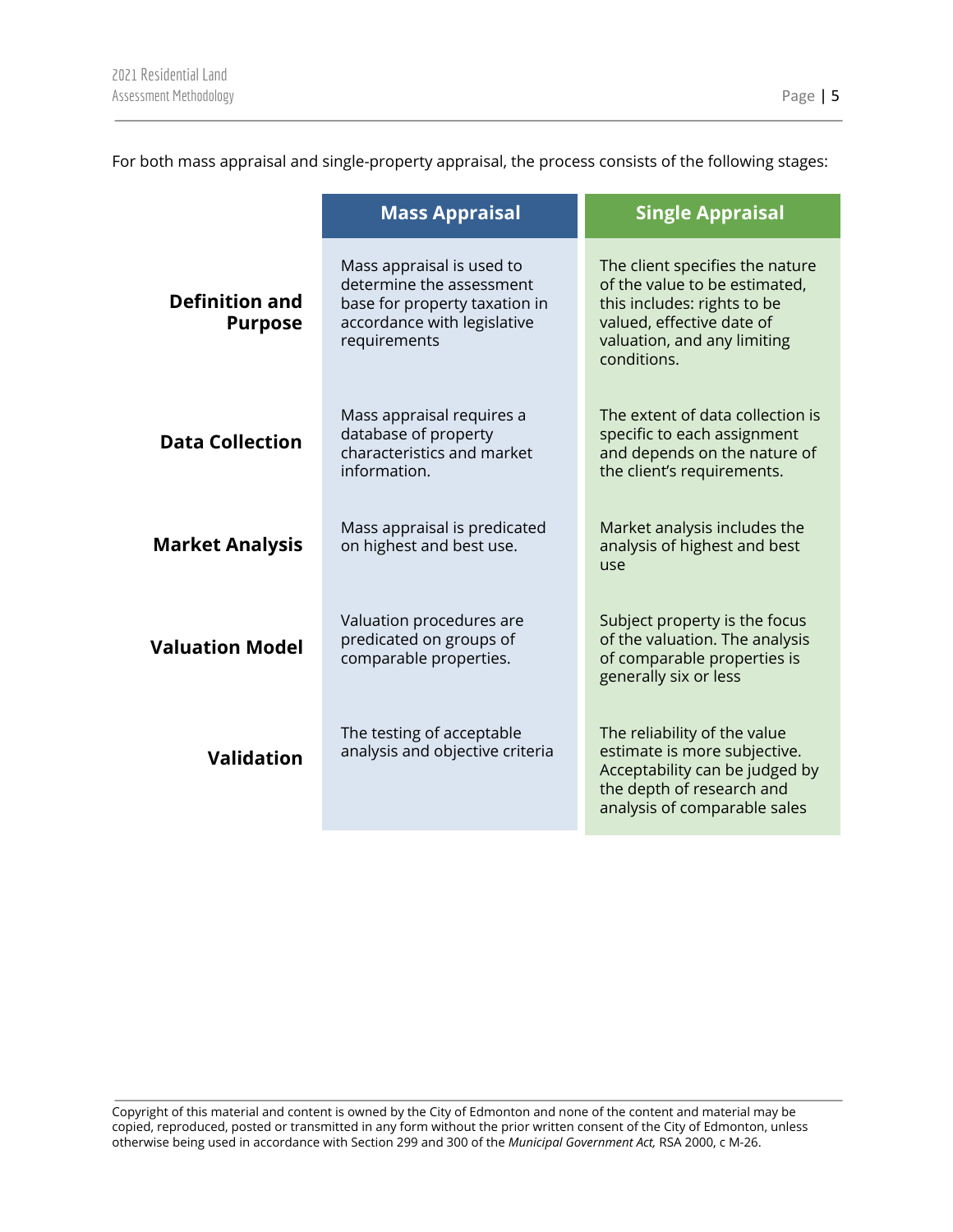For both mass appraisal and single-property appraisal, the process consists of the following stages:

| | Mass Appraisal | Single Appraisal |
|---|---|---|
| **Definition and Purpose** | Mass appraisal is used to determine the assessment base for property taxation in accordance with legislative requirements | The client specifies the nature of the value to be estimated, this includes: rights to be valued, effective date of valuation, and any limiting conditions. |
| **Data Collection** | Mass appraisal requires a database of property characteristics and market information. | The extent of data collection is specific to each assignment and depends on the nature of the client's requirements. |
| **Market Analysis** | Mass appraisal is predicated on highest and best use. | Market analysis includes the analysis of highest and best use |
| **Valuation Model** | Valuation procedures are predicated on groups of comparable properties. | Subject property is the focus of the valuation. The analysis of comparable properties is generally six or less |
| **Validation** | The testing of acceptable analysis and objective criteria | The reliability of the value estimate is more subjective. Acceptability can be judged by the depth of research and analysis of comparable sales |

Copyright of this material and content is owned by the City of Edmonton and none of the content and material may be copied, reproduced, posted or transmitted in any form without the prior written consent of the City of Edmonton, unless otherwise being used in accordance with Section 299 and 300 of the *Municipal Government Act,* RSA 2000, c M-26.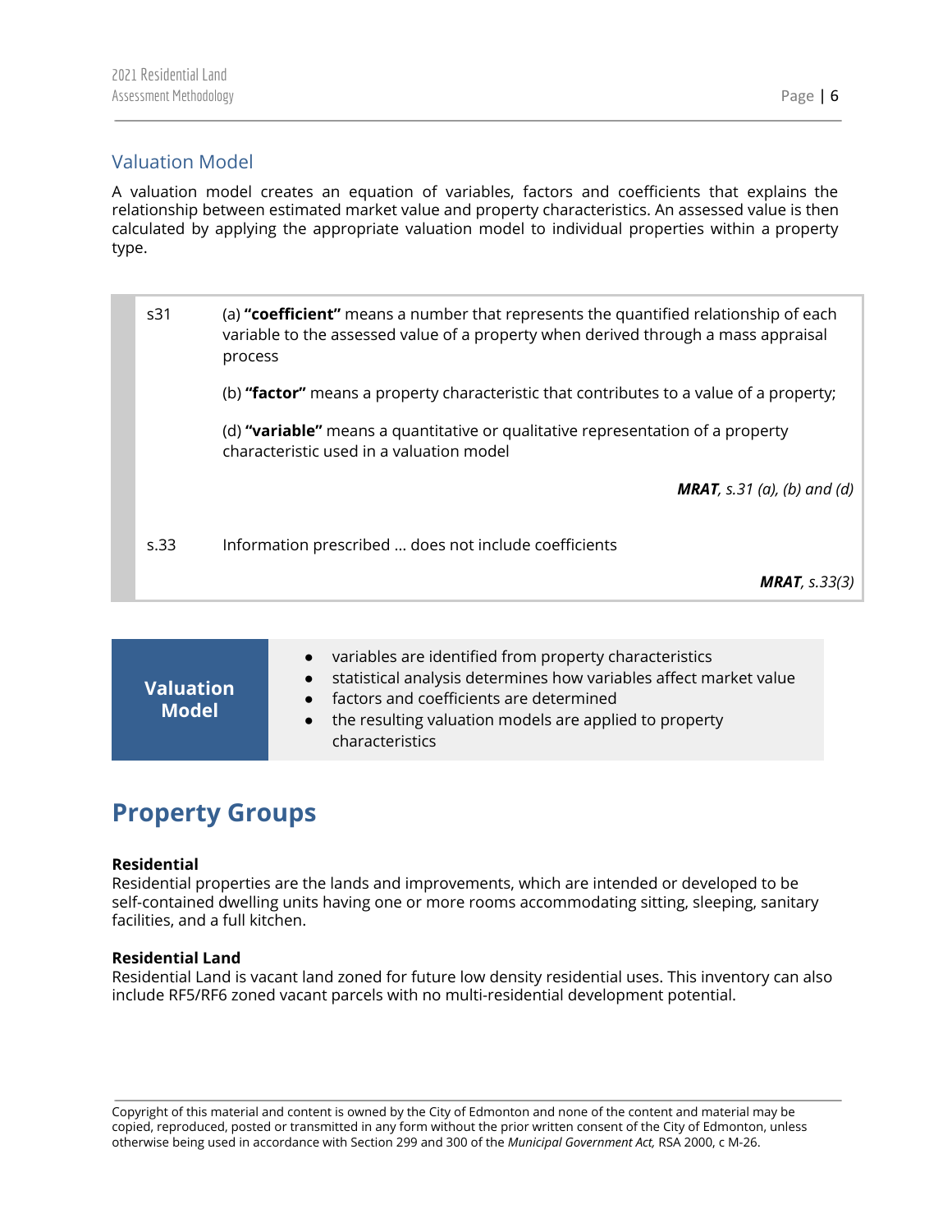## Valuation Model

A valuation model creates an equation of variables, factors and coefficients that explains the relationship between estimated market value and property characteristics. An assessed value is then calculated by applying the appropriate valuation model to individual properties within a property type.

| | |
|---|---|
| s31 | (a) **"coefficient"** means a number that represents the quantified relationship of each variable to the assessed value of a property when derived through a mass appraisal process<br><br>(b) **"factor"** means a property characteristic that contributes to a value of a property;<br><br>(d) **"variable"** means a quantitative or qualitative representation of a property characteristic used in a valuation model<br><br>***MRAT****, s.31 (a), (b) and (d)* |
| s.33 | Information prescribed ... does not include coefficients<br><br>***MRAT****, s.33(3)* |

| **Valuation Model** | |
|---|---|
| | • variables are identified from property characteristics<br>• statistical analysis determines how variables affect market value<br>• factors and coefficients are determined<br>• the resulting valuation models are applied to property characteristics |

# Property Groups

**Residential**
Residential properties are the lands and improvements, which are intended or developed to be self-contained dwelling units having one or more rooms accommodating sitting, sleeping, sanitary facilities, and a full kitchen.

**Residential Land**
Residential Land is vacant land zoned for future low density residential uses. This inventory can also include RF5/RF6 zoned vacant parcels with no multi-residential development potential.

Copyright of this material and content is owned by the City of Edmonton and none of the content and material may be copied, reproduced, posted or transmitted in any form without the prior written consent of the City of Edmonton, unless otherwise being used in accordance with Section 299 and 300 of the *Municipal Government Act,* RSA 2000, c M-26.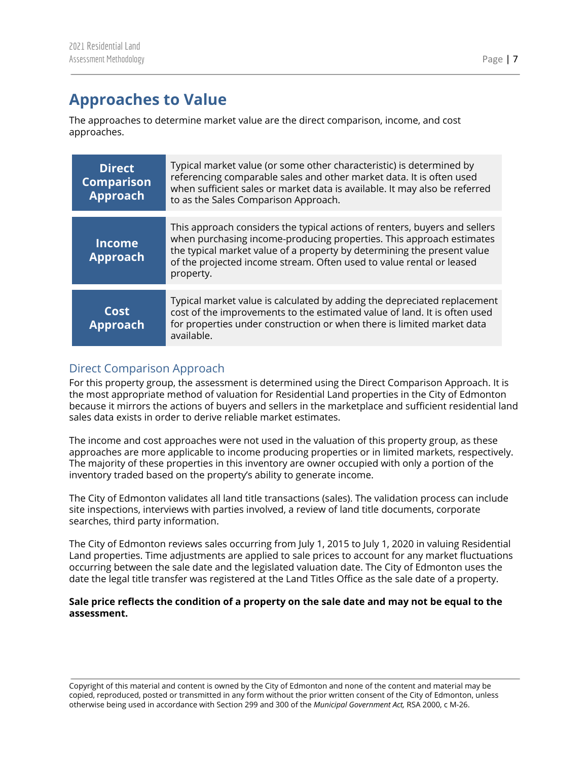# Approaches to Value

The approaches to determine market value are the direct comparison, income, and cost approaches.

| | |
|---|---|
| **Direct Comparison Approach** | Typical market value (or some other characteristic) is determined by referencing comparable sales and other market data. It is often used when sufficient sales or market data is available. It may also be referred to as the Sales Comparison Approach. |
| **Income Approach** | This approach considers the typical actions of renters, buyers and sellers when purchasing income-producing properties. This approach estimates the typical market value of a property by determining the present value of the projected income stream. Often used to value rental or leased property. |
| **Cost Approach** | Typical market value is calculated by adding the depreciated replacement cost of the improvements to the estimated value of land. It is often used for properties under construction or when there is limited market data available. |

## Direct Comparison Approach

For this property group, the assessment is determined using the Direct Comparison Approach. It is the most appropriate method of valuation for Residential Land properties in the City of Edmonton because it mirrors the actions of buyers and sellers in the marketplace and sufficient residential land sales data exists in order to derive reliable market estimates.

The income and cost approaches were not used in the valuation of this property group, as these approaches are more applicable to income producing properties or in limited markets, respectively. The majority of these properties in this inventory are owner occupied with only a portion of the inventory traded based on the property's ability to generate income.

The City of Edmonton validates all land title transactions (sales). The validation process can include site inspections, interviews with parties involved, a review of land title documents, corporate searches, third party information.

The City of Edmonton reviews sales occurring from July 1, 2015 to July 1, 2020 in valuing Residential Land properties. Time adjustments are applied to sale prices to account for any market fluctuations occurring between the sale date and the legislated valuation date. The City of Edmonton uses the date the legal title transfer was registered at the Land Titles Office as the sale date of a property.

**Sale price reflects the condition of a property on the sale date and may not be equal to the assessment.**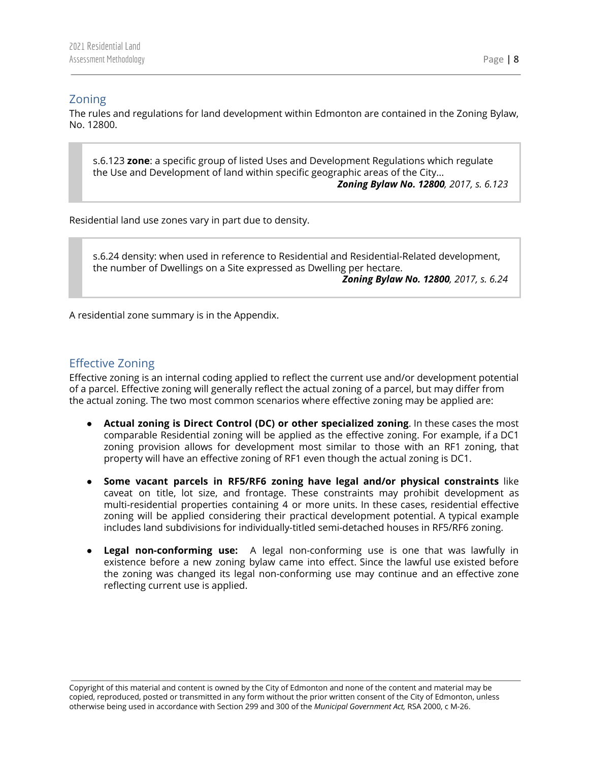## Zoning

The rules and regulations for land development within Edmonton are contained in the Zoning Bylaw, No. 12800.

> s.6.123 **zone**: a specific group of listed Uses and Development Regulations which regulate the Use and Development of land within specific geographic areas of the City…
>
> ***Zoning Bylaw No. 12800****, 2017, s. 6.123*

Residential land use zones vary in part due to density.

> s.6.24 density: when used in reference to Residential and Residential-Related development, the number of Dwellings on a Site expressed as Dwelling per hectare.
>
> ***Zoning Bylaw No. 12800****, 2017, s. 6.24*

A residential zone summary is in the Appendix.

## Effective Zoning

Effective zoning is an internal coding applied to reflect the current use and/or development potential of a parcel. Effective zoning will generally reflect the actual zoning of a parcel, but may differ from the actual zoning. The two most common scenarios where effective zoning may be applied are:

- **Actual zoning is Direct Control (DC) or other specialized zoning**. In these cases the most comparable Residential zoning will be applied as the effective zoning. For example, if a DC1 zoning provision allows for development most similar to those with an RF1 zoning, that property will have an effective zoning of RF1 even though the actual zoning is DC1.

- **Some vacant parcels in RF5/RF6 zoning have legal and/or physical constraints** like caveat on title, lot size, and frontage. These constraints may prohibit development as multi-residential properties containing 4 or more units. In these cases, residential effective zoning will be applied considering their practical development potential. A typical example includes land subdivisions for individually-titled semi-detached houses in RF5/RF6 zoning.

- **Legal non-conforming use:** A legal non-conforming use is one that was lawfully in existence before a new zoning bylaw came into effect. Since the lawful use existed before the zoning was changed its legal non-conforming use may continue and an effective zone reflecting current use is applied.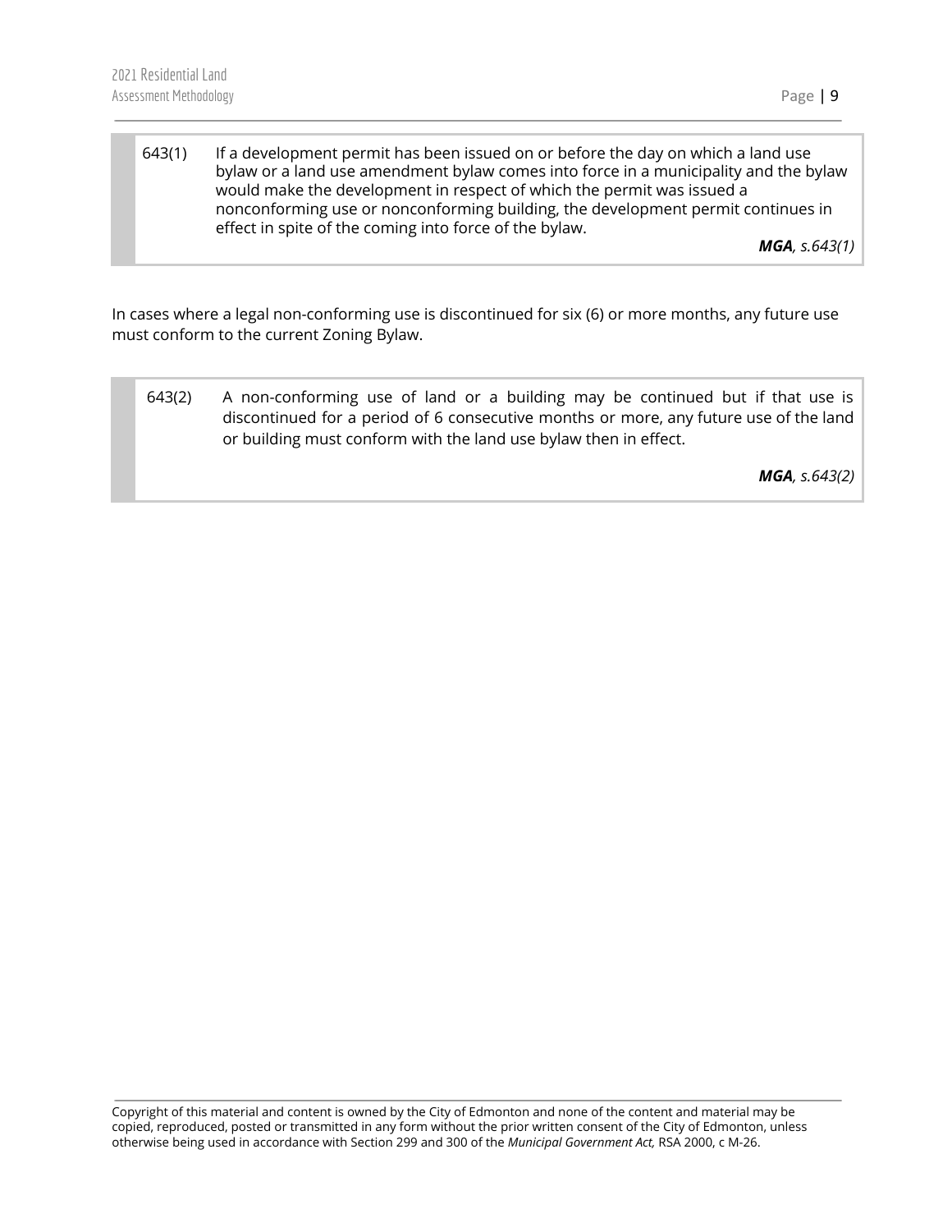> 643(1) If a development permit has been issued on or before the day on which a land use bylaw or a land use amendment bylaw comes into force in a municipality and the bylaw would make the development in respect of which the permit was issued a nonconforming use or nonconforming building, the development permit continues in effect in spite of the coming into force of the bylaw.
>
> ***MGA**, s.643(1)*

In cases where a legal non-conforming use is discontinued for six (6) or more months, any future use must conform to the current Zoning Bylaw.

> 643(2) A non-conforming use of land or a building may be continued but if that use is discontinued for a period of 6 consecutive months or more, any future use of the land or building must conform with the land use bylaw then in effect.
>
> ***MGA**, s.643(2)*

Copyright of this material and content is owned by the City of Edmonton and none of the content and material may be copied, reproduced, posted or transmitted in any form without the prior written consent of the City of Edmonton, unless otherwise being used in accordance with Section 299 and 300 of the *Municipal Government Act,* RSA 2000, c M-26.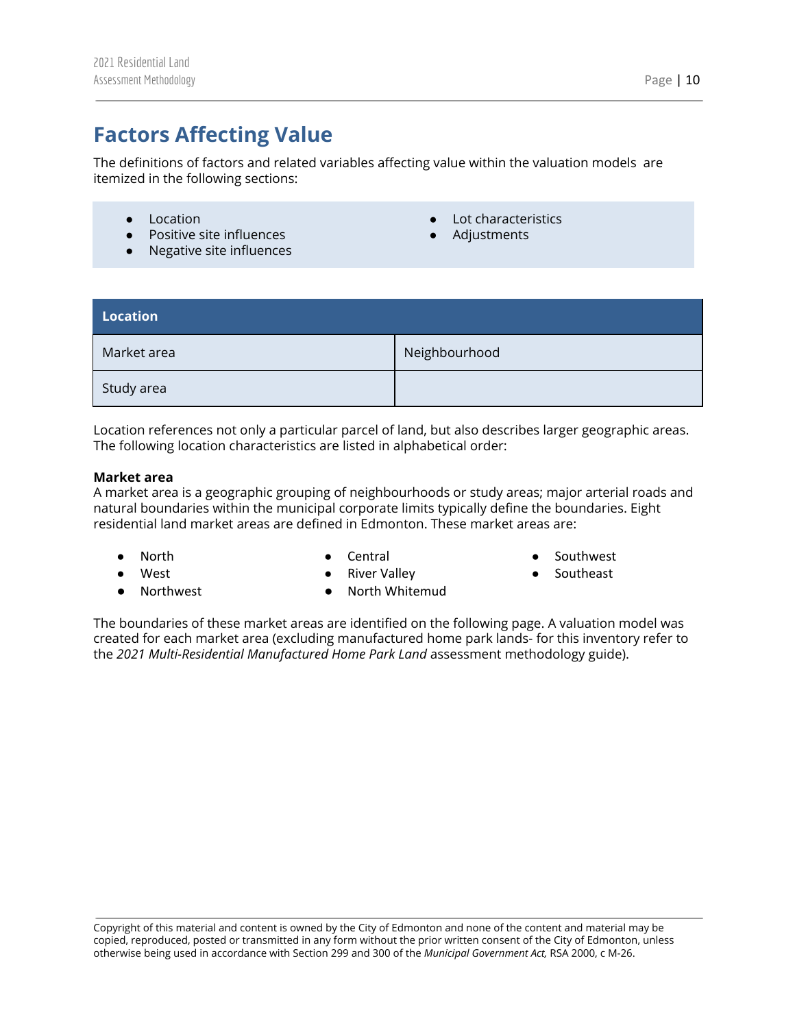## Factors Affecting Value

The definitions of factors and related variables affecting value within the valuation models are itemized in the following sections:

- Location
- Positive site influences
- Negative site influences
- Lot characteristics
- Adjustments

| Location | |
|---|---|
| Market area | Neighbourhood |
| Study area | |

Location references not only a particular parcel of land, but also describes larger geographic areas. The following location characteristics are listed in alphabetical order:

**Market area**
A market area is a geographic grouping of neighbourhoods or study areas; major arterial roads and natural boundaries within the municipal corporate limits typically define the boundaries. Eight residential land market areas are defined in Edmonton. These market areas are:

- North
- West
- Northwest
- Central
- River Valley
- North Whitemud
- Southwest
- Southeast

The boundaries of these market areas are identified on the following page. A valuation model was created for each market area (excluding manufactured home park lands- for this inventory refer to the *2021 Multi-Residential Manufactured Home Park Land* assessment methodology guide).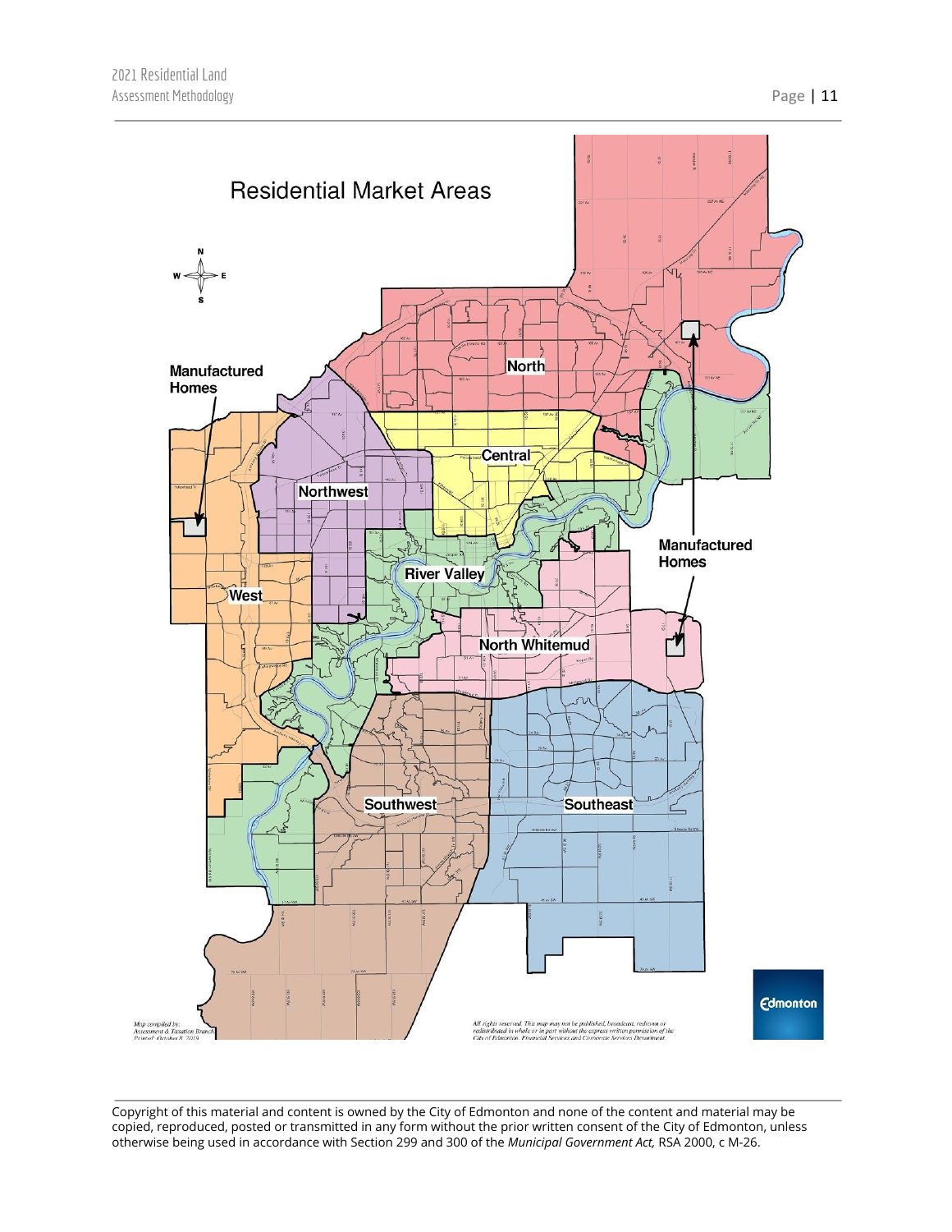## Residential Market Areas

North

Central

Northwest

West

River Valley

North Whitemud

Southwest

Southeast

Manufactured Homes

Manufactured Homes

Map compiled by: Assessment & Taxation Branch Printed: October 8, 2019

All rights reserved. This map may not be published, broadcast, rewritten or redistributed in whole or in part without the express written permission of the City of Edmonton, Financial Services and Corporate Services Department.

Edmonton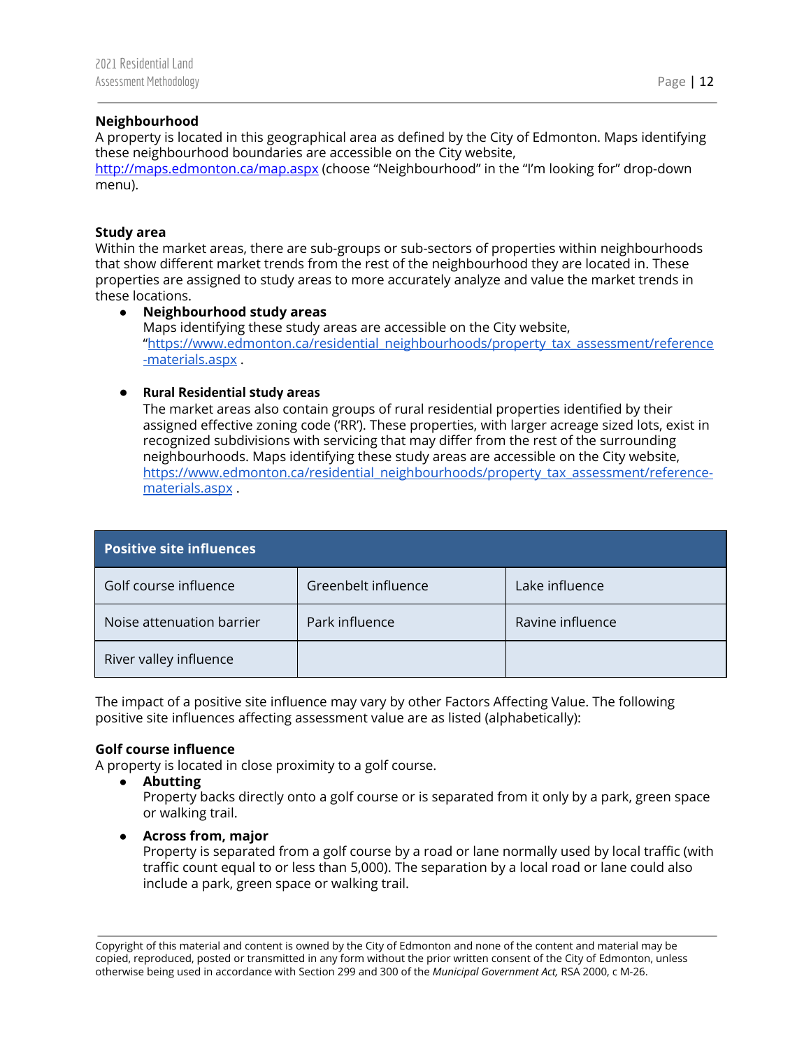**Neighbourhood**
A property is located in this geographical area as defined by the City of Edmonton. Maps identifying these neighbourhood boundaries are accessible on the City website, http://maps.edmonton.ca/map.aspx (choose "Neighbourhood" in the "I'm looking for" drop-down menu).

**Study area**
Within the market areas, there are sub-groups or sub-sectors of properties within neighbourhoods that show different market trends from the rest of the neighbourhood they are located in. These properties are assigned to study areas to more accurately analyze and value the market trends in these locations.

- **Neighbourhood study areas**
  Maps identifying these study areas are accessible on the City website, "https://www.edmonton.ca/residential_neighbourhoods/property_tax_assessment/reference-materials.aspx .

- **Rural Residential study areas**
  The market areas also contain groups of rural residential properties identified by their assigned effective zoning code ('RR'). These properties, with larger acreage sized lots, exist in recognized subdivisions with servicing that may differ from the rest of the surrounding neighbourhoods. Maps identifying these study areas are accessible on the City website, https://www.edmonton.ca/residential_neighbourhoods/property_tax_assessment/reference-materials.aspx .

| Positive site influences | | |
|---|---|---|
| Golf course influence | Greenbelt influence | Lake influence |
| Noise attenuation barrier | Park influence | Ravine influence |
| River valley influence | | |

The impact of a positive site influence may vary by other Factors Affecting Value. The following positive site influences affecting assessment value are as listed (alphabetically):

**Golf course influence**
A property is located in close proximity to a golf course.

- **Abutting**
  Property backs directly onto a golf course or is separated from it only by a park, green space or walking trail.

- **Across from, major**
  Property is separated from a golf course by a road or lane normally used by local traffic (with traffic count equal to or less than 5,000). The separation by a local road or lane could also include a park, green space or walking trail.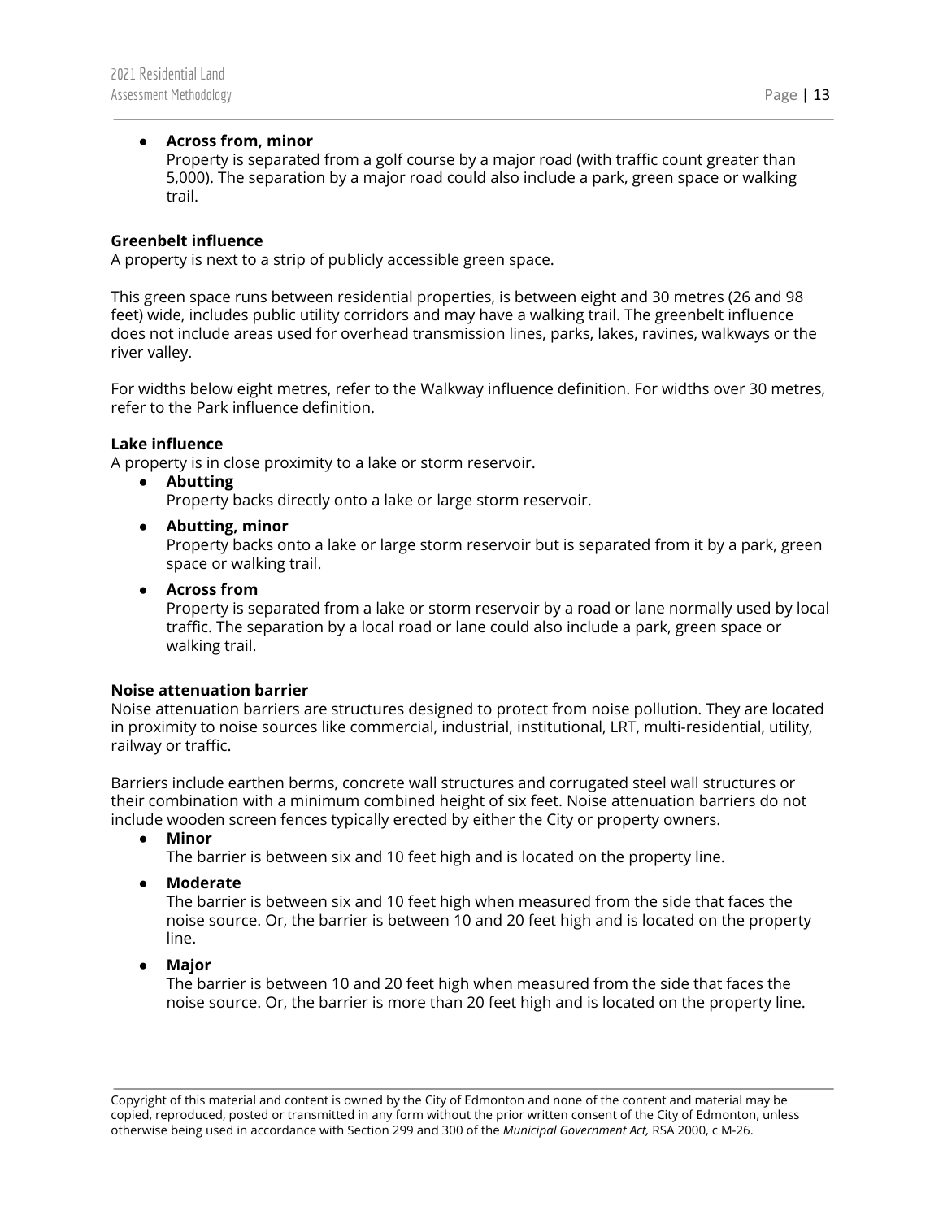- **Across from, minor**
  Property is separated from a golf course by a major road (with traffic count greater than 5,000). The separation by a major road could also include a park, green space or walking trail.

**Greenbelt influence**
A property is next to a strip of publicly accessible green space.

This green space runs between residential properties, is between eight and 30 metres (26 and 98 feet) wide, includes public utility corridors and may have a walking trail. The greenbelt influence does not include areas used for overhead transmission lines, parks, lakes, ravines, walkways or the river valley.

For widths below eight metres, refer to the Walkway influence definition. For widths over 30 metres, refer to the Park influence definition.

**Lake influence**
A property is in close proximity to a lake or storm reservoir.

- **Abutting**
  Property backs directly onto a lake or large storm reservoir.
- **Abutting, minor**
  Property backs onto a lake or large storm reservoir but is separated from it by a park, green space or walking trail.
- **Across from**
  Property is separated from a lake or storm reservoir by a road or lane normally used by local traffic. The separation by a local road or lane could also include a park, green space or walking trail.

**Noise attenuation barrier**
Noise attenuation barriers are structures designed to protect from noise pollution. They are located in proximity to noise sources like commercial, industrial, institutional, LRT, multi-residential, utility, railway or traffic.

Barriers include earthen berms, concrete wall structures and corrugated steel wall structures or their combination with a minimum combined height of six feet. Noise attenuation barriers do not include wooden screen fences typically erected by either the City or property owners.

- **Minor**
  The barrier is between six and 10 feet high and is located on the property line.
- **Moderate**
  The barrier is between six and 10 feet high when measured from the side that faces the noise source. Or, the barrier is between 10 and 20 feet high and is located on the property line.
- **Major**
  The barrier is between 10 and 20 feet high when measured from the side that faces the noise source. Or, the barrier is more than 20 feet high and is located on the property line.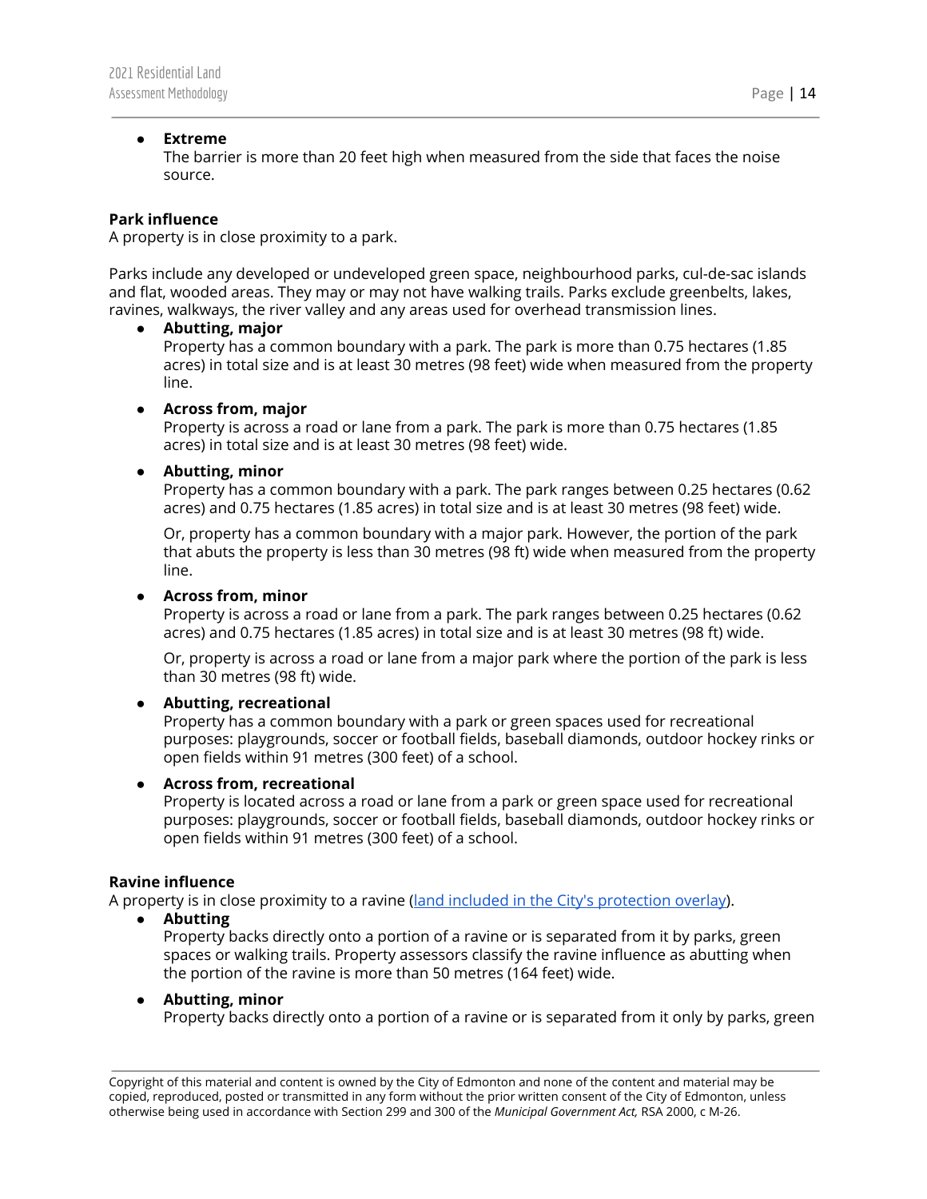- **Extreme**
  The barrier is more than 20 feet high when measured from the side that faces the noise source.

**Park influence**
A property is in close proximity to a park.

Parks include any developed or undeveloped green space, neighbourhood parks, cul-de-sac islands and flat, wooded areas. They may or may not have walking trails. Parks exclude greenbelts, lakes, ravines, walkways, the river valley and any areas used for overhead transmission lines.

- **Abutting, major**
  Property has a common boundary with a park. The park is more than 0.75 hectares (1.85 acres) in total size and is at least 30 metres (98 feet) wide when measured from the property line.

- **Across from, major**
  Property is across a road or lane from a park. The park is more than 0.75 hectares (1.85 acres) in total size and is at least 30 metres (98 feet) wide.

- **Abutting, minor**
  Property has a common boundary with a park. The park ranges between 0.25 hectares (0.62 acres) and 0.75 hectares (1.85 acres) in total size and is at least 30 metres (98 feet) wide.

  Or, property has a common boundary with a major park. However, the portion of the park that abuts the property is less than 30 metres (98 ft) wide when measured from the property line.

- **Across from, minor**
  Property is across a road or lane from a park. The park ranges between 0.25 hectares (0.62 acres) and 0.75 hectares (1.85 acres) in total size and is at least 30 metres (98 ft) wide.

  Or, property is across a road or lane from a major park where the portion of the park is less than 30 metres (98 ft) wide.

- **Abutting, recreational**
  Property has a common boundary with a park or green spaces used for recreational purposes: playgrounds, soccer or football fields, baseball diamonds, outdoor hockey rinks or open fields within 91 metres (300 feet) of a school.

- **Across from, recreational**
  Property is located across a road or lane from a park or green space used for recreational purposes: playgrounds, soccer or football fields, baseball diamonds, outdoor hockey rinks or open fields within 91 metres (300 feet) of a school.

**Ravine influence**
A property is in close proximity to a ravine (land included in the City's protection overlay).

- **Abutting**
  Property backs directly onto a portion of a ravine or is separated from it by parks, green spaces or walking trails. Property assessors classify the ravine influence as abutting when the portion of the ravine is more than 50 metres (164 feet) wide.

- **Abutting, minor**
  Property backs directly onto a portion of a ravine or is separated from it only by parks, green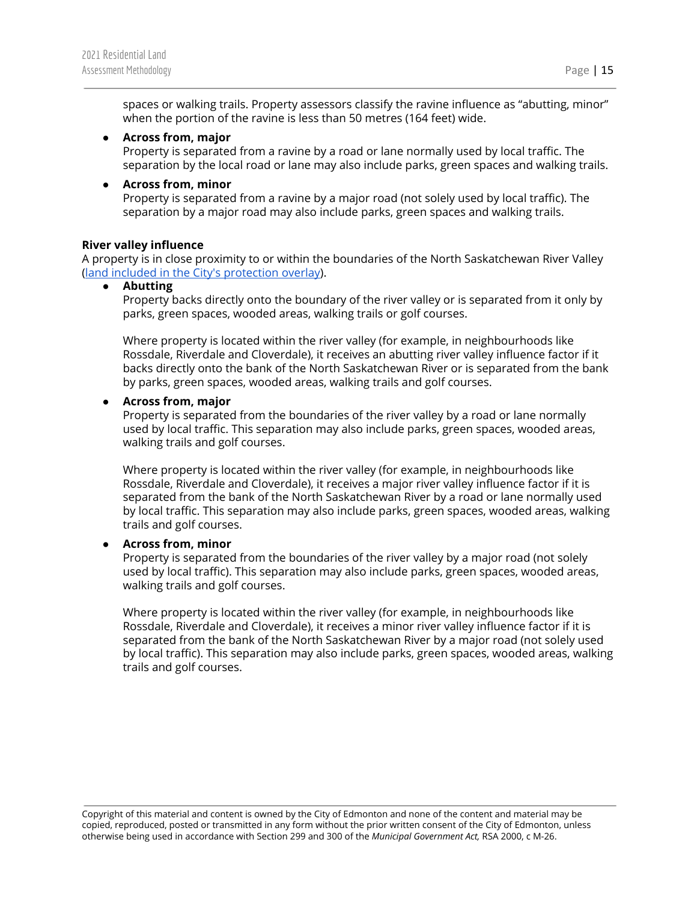spaces or walking trails. Property assessors classify the ravine influence as "abutting, minor" when the portion of the ravine is less than 50 metres (164 feet) wide.

- **Across from, major**
  Property is separated from a ravine by a road or lane normally used by local traffic. The separation by the local road or lane may also include parks, green spaces and walking trails.
- **Across from, minor**
  Property is separated from a ravine by a major road (not solely used by local traffic). The separation by a major road may also include parks, green spaces and walking trails.

**River valley influence**
A property is in close proximity to or within the boundaries of the North Saskatchewan River Valley (land included in the City's protection overlay).

- **Abutting**
  Property backs directly onto the boundary of the river valley or is separated from it only by parks, green spaces, wooded areas, walking trails or golf courses.

  Where property is located within the river valley (for example, in neighbourhoods like Rossdale, Riverdale and Cloverdale), it receives an abutting river valley influence factor if it backs directly onto the bank of the North Saskatchewan River or is separated from the bank by parks, green spaces, wooded areas, walking trails and golf courses.
- **Across from, major**
  Property is separated from the boundaries of the river valley by a road or lane normally used by local traffic. This separation may also include parks, green spaces, wooded areas, walking trails and golf courses.

  Where property is located within the river valley (for example, in neighbourhoods like Rossdale, Riverdale and Cloverdale), it receives a major river valley influence factor if it is separated from the bank of the North Saskatchewan River by a road or lane normally used by local traffic. This separation may also include parks, green spaces, wooded areas, walking trails and golf courses.
- **Across from, minor**
  Property is separated from the boundaries of the river valley by a major road (not solely used by local traffic). This separation may also include parks, green spaces, wooded areas, walking trails and golf courses.

  Where property is located within the river valley (for example, in neighbourhoods like Rossdale, Riverdale and Cloverdale), it receives a minor river valley influence factor if it is separated from the bank of the North Saskatchewan River by a major road (not solely used by local traffic). This separation may also include parks, green spaces, wooded areas, walking trails and golf courses.

Copyright of this material and content is owned by the City of Edmonton and none of the content and material may be copied, reproduced, posted or transmitted in any form without the prior written consent of the City of Edmonton, unless otherwise being used in accordance with Section 299 and 300 of the *Municipal Government Act,* RSA 2000, c M-26.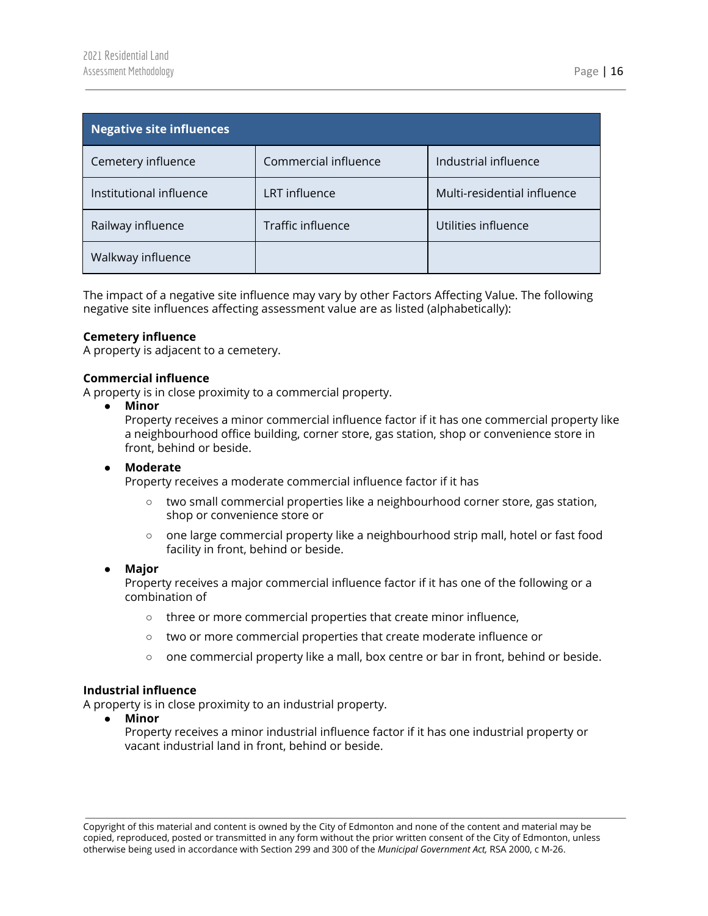| Negative site influences | | |
|---|---|---|
| Cemetery influence | Commercial influence | Industrial influence |
| Institutional influence | LRT influence | Multi-residential influence |
| Railway influence | Traffic influence | Utilities influence |
| Walkway influence | | |

The impact of a negative site influence may vary by other Factors Affecting Value. The following negative site influences affecting assessment value are as listed (alphabetically):

**Cemetery influence**
A property is adjacent to a cemetery.

**Commercial influence**
A property is in close proximity to a commercial property.

- **Minor**
  Property receives a minor commercial influence factor if it has one commercial property like a neighbourhood office building, corner store, gas station, shop or convenience store in front, behind or beside.
- **Moderate**
  Property receives a moderate commercial influence factor if it has
  - two small commercial properties like a neighbourhood corner store, gas station, shop or convenience store or
  - one large commercial property like a neighbourhood strip mall, hotel or fast food facility in front, behind or beside.
- **Major**
  Property receives a major commercial influence factor if it has one of the following or a combination of
  - three or more commercial properties that create minor influence,
  - two or more commercial properties that create moderate influence or
  - one commercial property like a mall, box centre or bar in front, behind or beside.

**Industrial influence**
A property is in close proximity to an industrial property.

- **Minor**
  Property receives a minor industrial influence factor if it has one industrial property or vacant industrial land in front, behind or beside.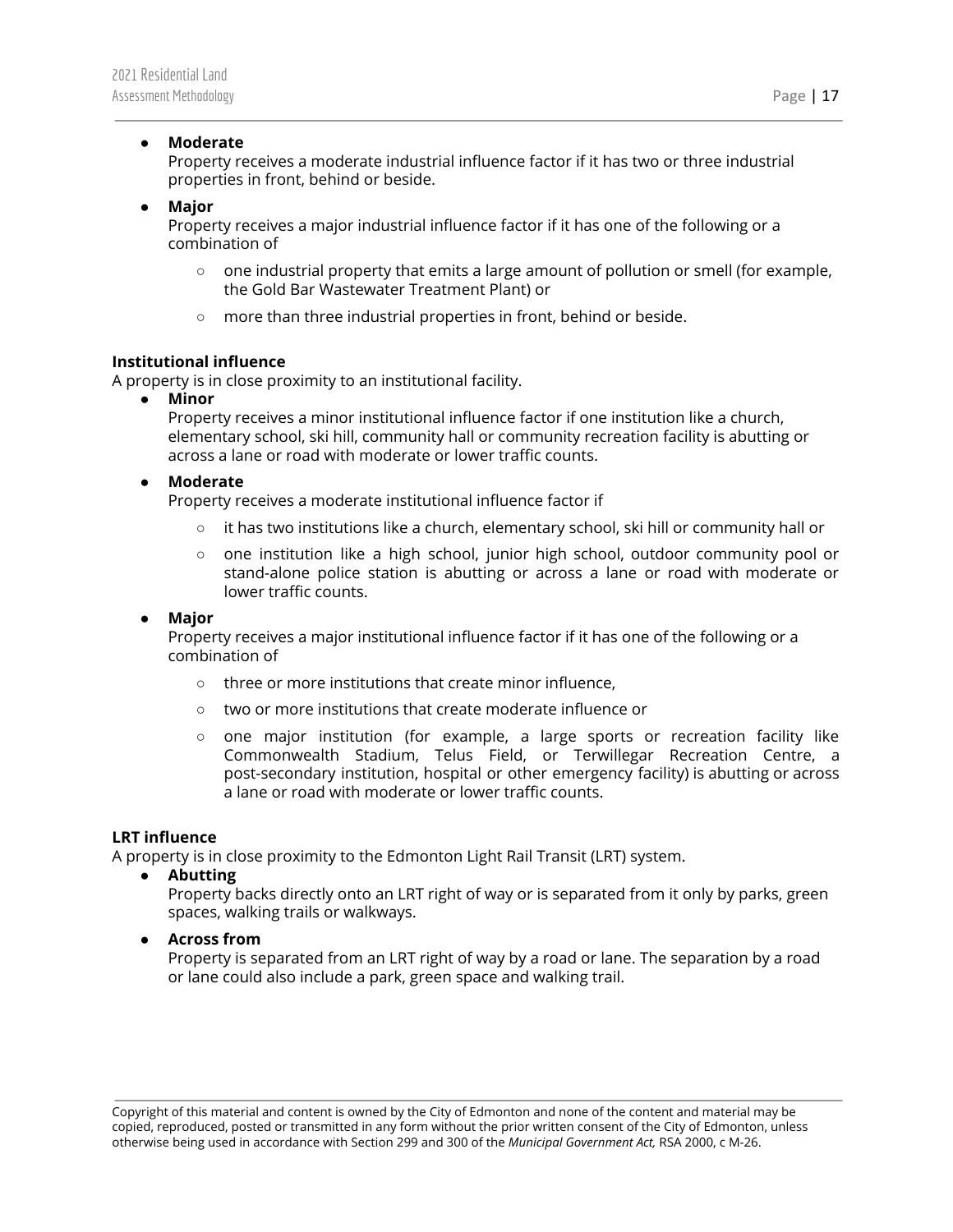- **Moderate**
  Property receives a moderate industrial influence factor if it has two or three industrial properties in front, behind or beside.

- **Major**
  Property receives a major industrial influence factor if it has one of the following or a combination of

  - one industrial property that emits a large amount of pollution or smell (for example, the Gold Bar Wastewater Treatment Plant) or
  - more than three industrial properties in front, behind or beside.

**Institutional influence**

A property is in close proximity to an institutional facility.

- **Minor**
  Property receives a minor institutional influence factor if one institution like a church, elementary school, ski hill, community hall or community recreation facility is abutting or across a lane or road with moderate or lower traffic counts.

- **Moderate**
  Property receives a moderate institutional influence factor if

  - it has two institutions like a church, elementary school, ski hill or community hall or
  - one institution like a high school, junior high school, outdoor community pool or stand-alone police station is abutting or across a lane or road with moderate or lower traffic counts.

- **Major**
  Property receives a major institutional influence factor if it has one of the following or a combination of

  - three or more institutions that create minor influence,
  - two or more institutions that create moderate influence or
  - one major institution (for example, a large sports or recreation facility like Commonwealth Stadium, Telus Field, or Terwillegar Recreation Centre, a post-secondary institution, hospital or other emergency facility) is abutting or across a lane or road with moderate or lower traffic counts.

**LRT influence**

A property is in close proximity to the Edmonton Light Rail Transit (LRT) system.

- **Abutting**
  Property backs directly onto an LRT right of way or is separated from it only by parks, green spaces, walking trails or walkways.

- **Across from**
  Property is separated from an LRT right of way by a road or lane. The separation by a road or lane could also include a park, green space and walking trail.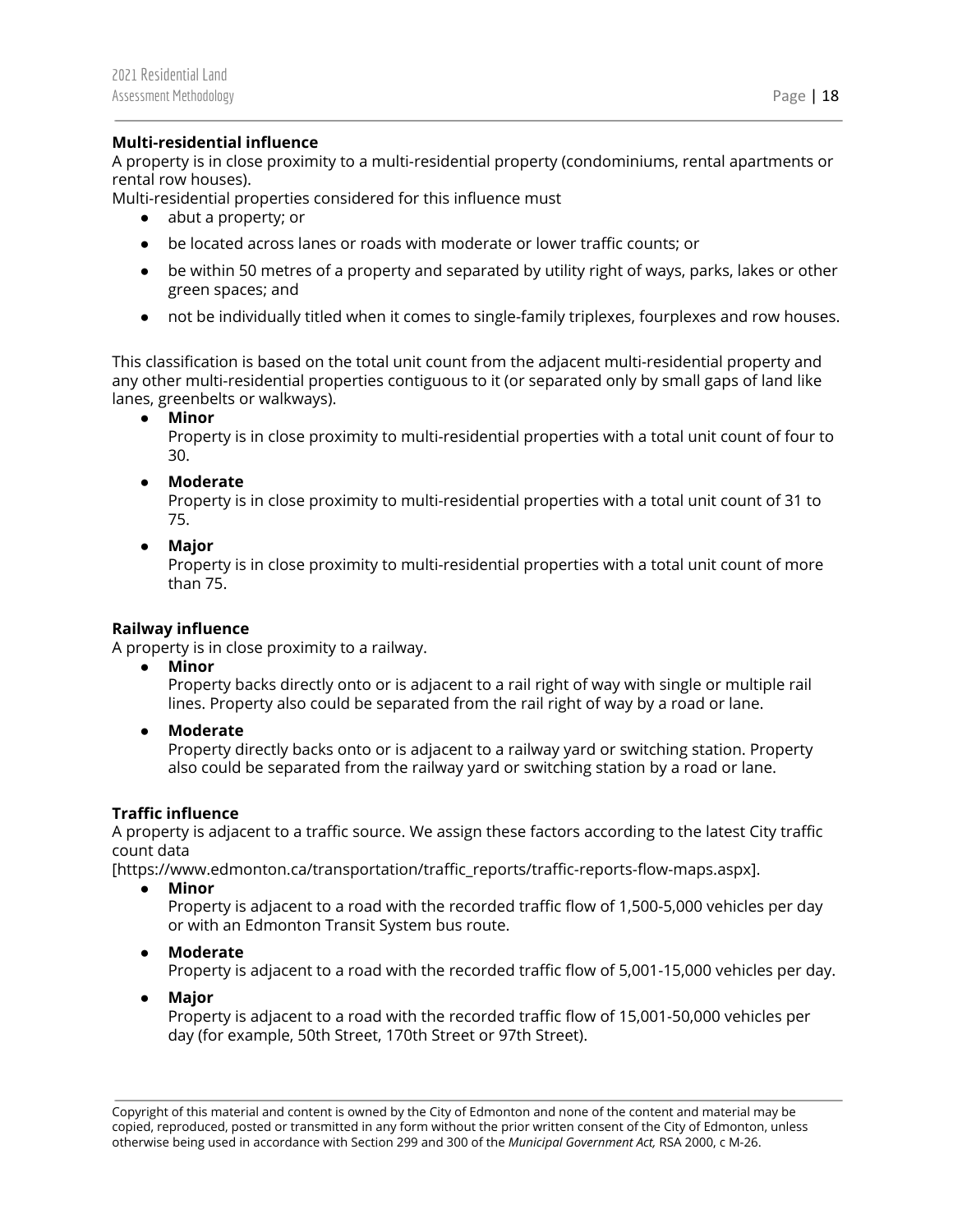**Multi-residential influence**

A property is in close proximity to a multi-residential property (condominiums, rental apartments or rental row houses).

Multi-residential properties considered for this influence must

- abut a property; or
- be located across lanes or roads with moderate or lower traffic counts; or
- be within 50 metres of a property and separated by utility right of ways, parks, lakes or other green spaces; and
- not be individually titled when it comes to single-family triplexes, fourplexes and row houses.

This classification is based on the total unit count from the adjacent multi-residential property and any other multi-residential properties contiguous to it (or separated only by small gaps of land like lanes, greenbelts or walkways).

- **Minor**
  Property is in close proximity to multi-residential properties with a total unit count of four to 30.
- **Moderate**
  Property is in close proximity to multi-residential properties with a total unit count of 31 to 75.
- **Major**
  Property is in close proximity to multi-residential properties with a total unit count of more than 75.

**Railway influence**

A property is in close proximity to a railway.

- **Minor**
  Property backs directly onto or is adjacent to a rail right of way with single or multiple rail lines. Property also could be separated from the rail right of way by a road or lane.
- **Moderate**
  Property directly backs onto or is adjacent to a railway yard or switching station. Property also could be separated from the railway yard or switching station by a road or lane.

**Traffic influence**

A property is adjacent to a traffic source. We assign these factors according to the latest City traffic count data [https://www.edmonton.ca/transportation/traffic_reports/traffic-reports-flow-maps.aspx].

- **Minor**
  Property is adjacent to a road with the recorded traffic flow of 1,500-5,000 vehicles per day or with an Edmonton Transit System bus route.
- **Moderate**
  Property is adjacent to a road with the recorded traffic flow of 5,001-15,000 vehicles per day.
- **Major**
  Property is adjacent to a road with the recorded traffic flow of 15,001-50,000 vehicles per day (for example, 50th Street, 170th Street or 97th Street).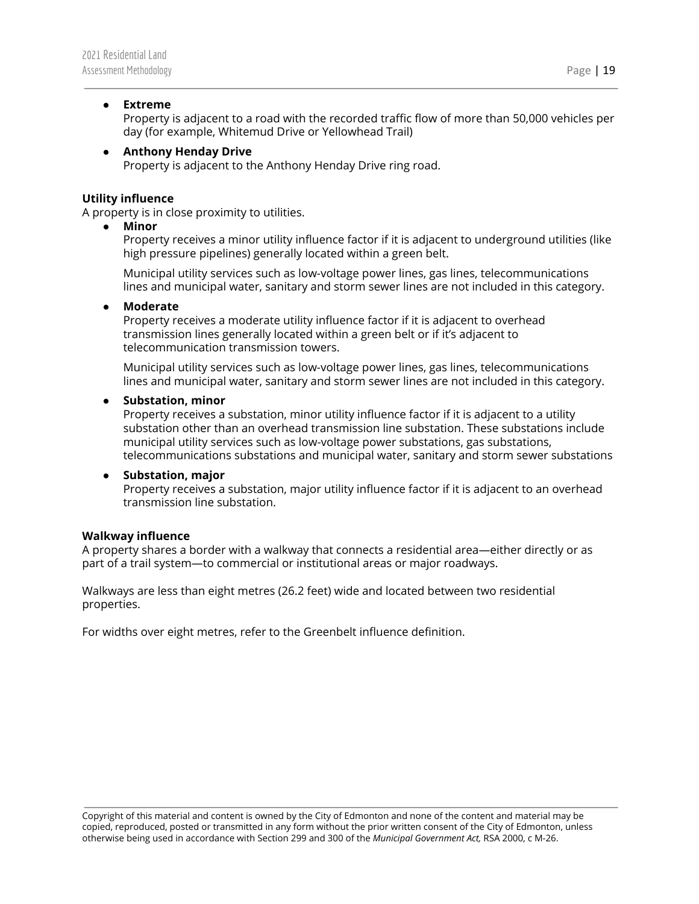- **Extreme**
  Property is adjacent to a road with the recorded traffic flow of more than 50,000 vehicles per day (for example, Whitemud Drive or Yellowhead Trail)

- **Anthony Henday Drive**
  Property is adjacent to the Anthony Henday Drive ring road.

**Utility influence**
A property is in close proximity to utilities.

- **Minor**
  Property receives a minor utility influence factor if it is adjacent to underground utilities (like high pressure pipelines) generally located within a green belt.

  Municipal utility services such as low-voltage power lines, gas lines, telecommunications lines and municipal water, sanitary and storm sewer lines are not included in this category.

- **Moderate**
  Property receives a moderate utility influence factor if it is adjacent to overhead transmission lines generally located within a green belt or if it's adjacent to telecommunication transmission towers.

  Municipal utility services such as low-voltage power lines, gas lines, telecommunications lines and municipal water, sanitary and storm sewer lines are not included in this category.

- **Substation, minor**
  Property receives a substation, minor utility influence factor if it is adjacent to a utility substation other than an overhead transmission line substation. These substations include municipal utility services such as low-voltage power substations, gas substations, telecommunications substations and municipal water, sanitary and storm sewer substations

- **Substation, major**
  Property receives a substation, major utility influence factor if it is adjacent to an overhead transmission line substation.

**Walkway influence**
A property shares a border with a walkway that connects a residential area—either directly or as part of a trail system—to commercial or institutional areas or major roadways.

Walkways are less than eight metres (26.2 feet) wide and located between two residential properties.

For widths over eight metres, refer to the Greenbelt influence definition.

Copyright of this material and content is owned by the City of Edmonton and none of the content and material may be copied, reproduced, posted or transmitted in any form without the prior written consent of the City of Edmonton, unless otherwise being used in accordance with Section 299 and 300 of the *Municipal Government Act,* RSA 2000, c M-26.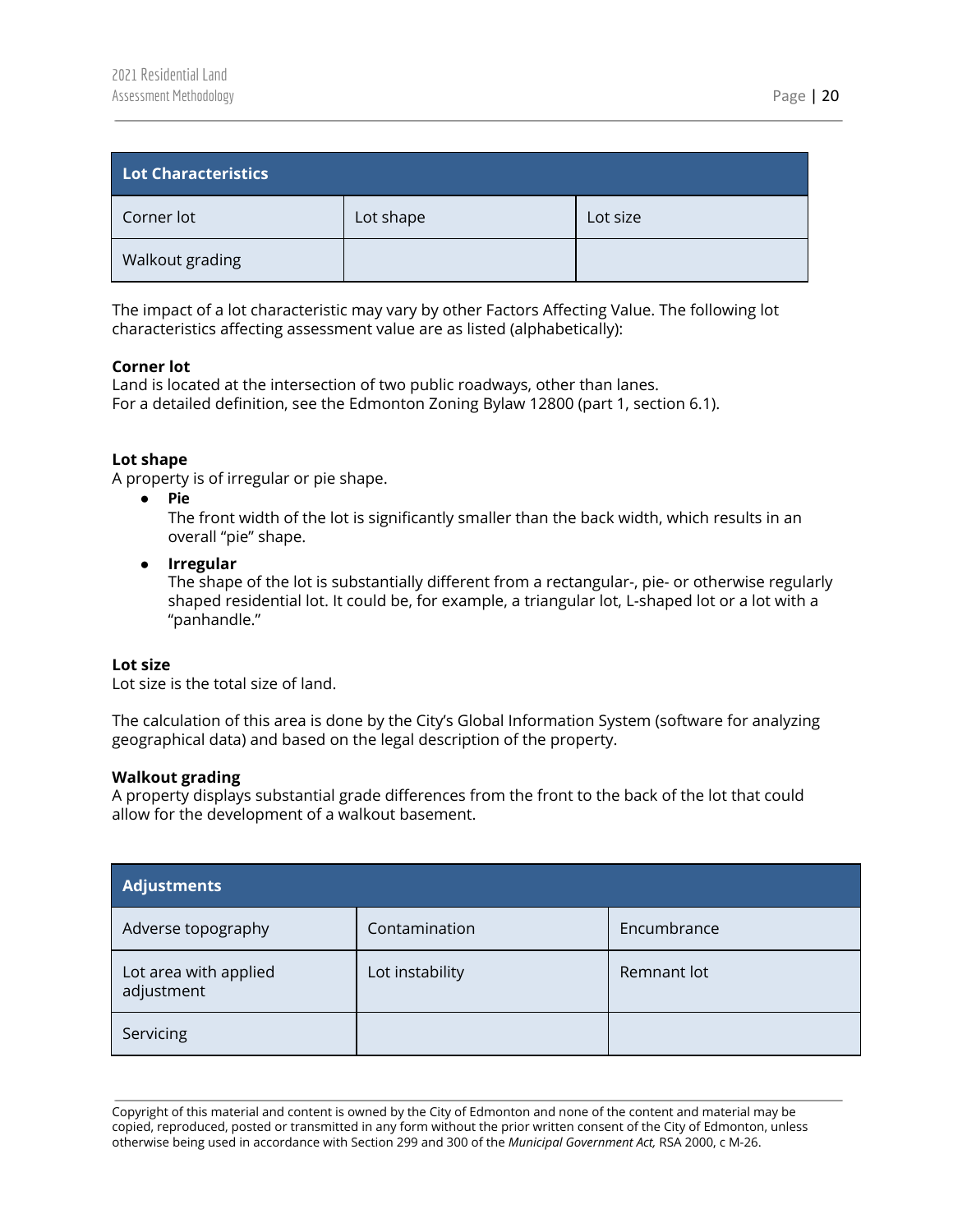| Lot Characteristics | | |
|---|---|---|
| Corner lot | Lot shape | Lot size |
| Walkout grading | | |

The impact of a lot characteristic may vary by other Factors Affecting Value. The following lot characteristics affecting assessment value are as listed (alphabetically):

**Corner lot**
Land is located at the intersection of two public roadways, other than lanes.
For a detailed definition, see the Edmonton Zoning Bylaw 12800 (part 1, section 6.1).

**Lot shape**
A property is of irregular or pie shape.

- **Pie**
  The front width of the lot is significantly smaller than the back width, which results in an overall "pie" shape.
- **Irregular**
  The shape of the lot is substantially different from a rectangular-, pie- or otherwise regularly shaped residential lot. It could be, for example, a triangular lot, L-shaped lot or a lot with a "panhandle."

**Lot size**
Lot size is the total size of land.

The calculation of this area is done by the City's Global Information System (software for analyzing geographical data) and based on the legal description of the property.

**Walkout grading**
A property displays substantial grade differences from the front to the back of the lot that could allow for the development of a walkout basement.

| Adjustments | | |
|---|---|---|
| Adverse topography | Contamination | Encumbrance |
| Lot area with applied adjustment | Lot instability | Remnant lot |
| Servicing | | |

Copyright of this material and content is owned by the City of Edmonton and none of the content and material may be copied, reproduced, posted or transmitted in any form without the prior written consent of the City of Edmonton, unless otherwise being used in accordance with Section 299 and 300 of the *Municipal Government Act,* RSA 2000, c M-26.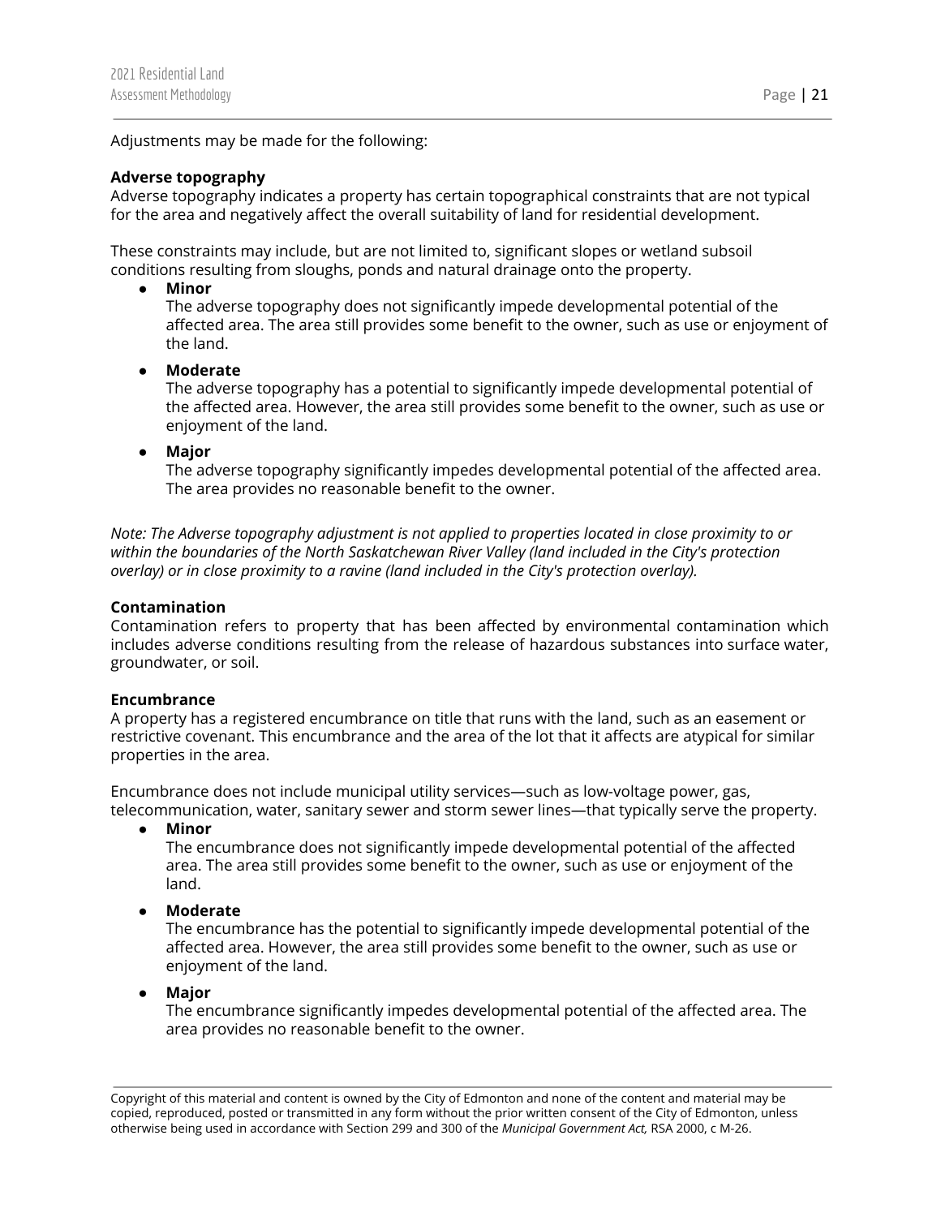Adjustments may be made for the following:

**Adverse topography**
Adverse topography indicates a property has certain topographical constraints that are not typical for the area and negatively affect the overall suitability of land for residential development.

These constraints may include, but are not limited to, significant slopes or wetland subsoil conditions resulting from sloughs, ponds and natural drainage onto the property.

- **Minor**
  The adverse topography does not significantly impede developmental potential of the affected area. The area still provides some benefit to the owner, such as use or enjoyment of the land.
- **Moderate**
  The adverse topography has a potential to significantly impede developmental potential of the affected area. However, the area still provides some benefit to the owner, such as use or enjoyment of the land.
- **Major**
  The adverse topography significantly impedes developmental potential of the affected area. The area provides no reasonable benefit to the owner.

*Note: The Adverse topography adjustment is not applied to properties located in close proximity to or within the boundaries of the North Saskatchewan River Valley (land included in the City's protection overlay) or in close proximity to a ravine (land included in the City's protection overlay).*

**Contamination**
Contamination refers to property that has been affected by environmental contamination which includes adverse conditions resulting from the release of hazardous substances into surface water, groundwater, or soil.

**Encumbrance**
A property has a registered encumbrance on title that runs with the land, such as an easement or restrictive covenant. This encumbrance and the area of the lot that it affects are atypical for similar properties in the area.

Encumbrance does not include municipal utility services—such as low-voltage power, gas, telecommunication, water, sanitary sewer and storm sewer lines—that typically serve the property.

- **Minor**
  The encumbrance does not significantly impede developmental potential of the affected area. The area still provides some benefit to the owner, such as use or enjoyment of the land.
- **Moderate**
  The encumbrance has the potential to significantly impede developmental potential of the affected area. However, the area still provides some benefit to the owner, such as use or enjoyment of the land.
- **Major**
  The encumbrance significantly impedes developmental potential of the affected area. The area provides no reasonable benefit to the owner.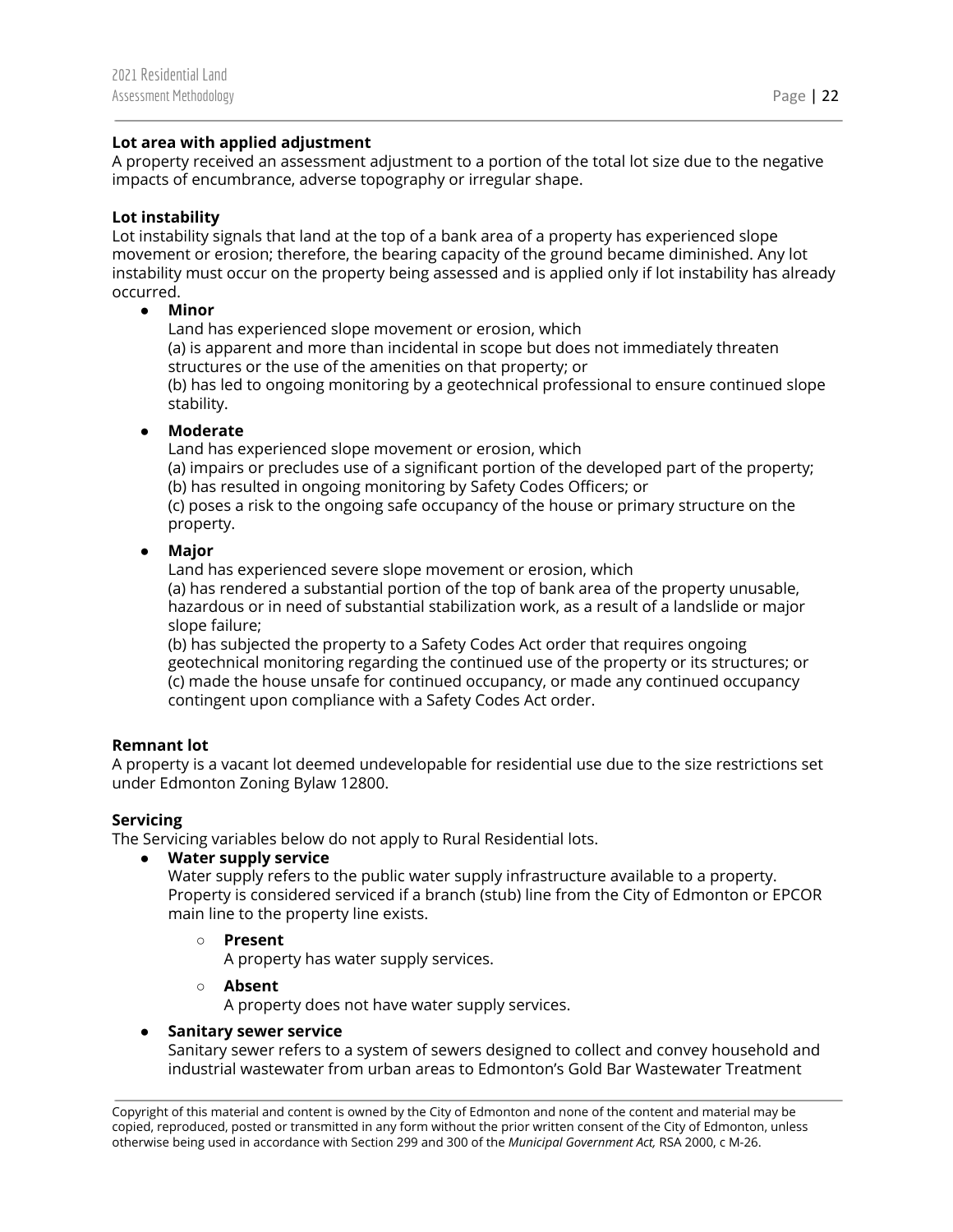**Lot area with applied adjustment**
A property received an assessment adjustment to a portion of the total lot size due to the negative impacts of encumbrance, adverse topography or irregular shape.

**Lot instability**
Lot instability signals that land at the top of a bank area of a property has experienced slope movement or erosion; therefore, the bearing capacity of the ground became diminished. Any lot instability must occur on the property being assessed and is applied only if lot instability has already occurred.

- **Minor**
  Land has experienced slope movement or erosion, which
  (a) is apparent and more than incidental in scope but does not immediately threaten structures or the use of the amenities on that property; or
  (b) has led to ongoing monitoring by a geotechnical professional to ensure continued slope stability.

- **Moderate**
  Land has experienced slope movement or erosion, which
  (a) impairs or precludes use of a significant portion of the developed part of the property;
  (b) has resulted in ongoing monitoring by Safety Codes Officers; or
  (c) poses a risk to the ongoing safe occupancy of the house or primary structure on the property.

- **Major**
  Land has experienced severe slope movement or erosion, which
  (a) has rendered a substantial portion of the top of bank area of the property unusable, hazardous or in need of substantial stabilization work, as a result of a landslide or major slope failure;
  (b) has subjected the property to a Safety Codes Act order that requires ongoing geotechnical monitoring regarding the continued use of the property or its structures; or
  (c) made the house unsafe for continued occupancy, or made any continued occupancy contingent upon compliance with a Safety Codes Act order.

**Remnant lot**
A property is a vacant lot deemed undevelopable for residential use due to the size restrictions set under Edmonton Zoning Bylaw 12800.

**Servicing**
The Servicing variables below do not apply to Rural Residential lots.

- **Water supply service**
  Water supply refers to the public water supply infrastructure available to a property. Property is considered serviced if a branch (stub) line from the City of Edmonton or EPCOR main line to the property line exists.
  - **Present**
    A property has water supply services.
  - **Absent**
    A property does not have water supply services.
- **Sanitary sewer service**
  Sanitary sewer refers to a system of sewers designed to collect and convey household and industrial wastewater from urban areas to Edmonton's Gold Bar Wastewater Treatment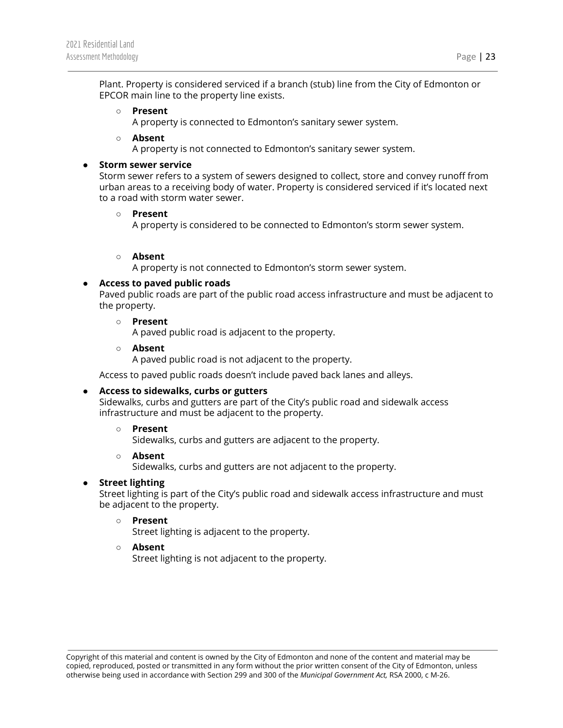Plant. Property is considered serviced if a branch (stub) line from the City of Edmonton or EPCOR main line to the property line exists.

  - **Present**
    A property is connected to Edmonton's sanitary sewer system.
  - **Absent**
    A property is not connected to Edmonton's sanitary sewer system.

- **Storm sewer service**
  Storm sewer refers to a system of sewers designed to collect, store and convey runoff from urban areas to a receiving body of water. Property is considered serviced if it's located next to a road with storm water sewer.
  - **Present**
    A property is considered to be connected to Edmonton's storm sewer system.
  - **Absent**
    A property is not connected to Edmonton's storm sewer system.

- **Access to paved public roads**
  Paved public roads are part of the public road access infrastructure and must be adjacent to the property.
  - **Present**
    A paved public road is adjacent to the property.
  - **Absent**
    A paved public road is not adjacent to the property.

  Access to paved public roads doesn't include paved back lanes and alleys.

- **Access to sidewalks, curbs or gutters**
  Sidewalks, curbs and gutters are part of the City's public road and sidewalk access infrastructure and must be adjacent to the property.
  - **Present**
    Sidewalks, curbs and gutters are adjacent to the property.
  - **Absent**
    Sidewalks, curbs and gutters are not adjacent to the property.

- **Street lighting**
  Street lighting is part of the City's public road and sidewalk access infrastructure and must be adjacent to the property.
  - **Present**
    Street lighting is adjacent to the property.
  - **Absent**
    Street lighting is not adjacent to the property.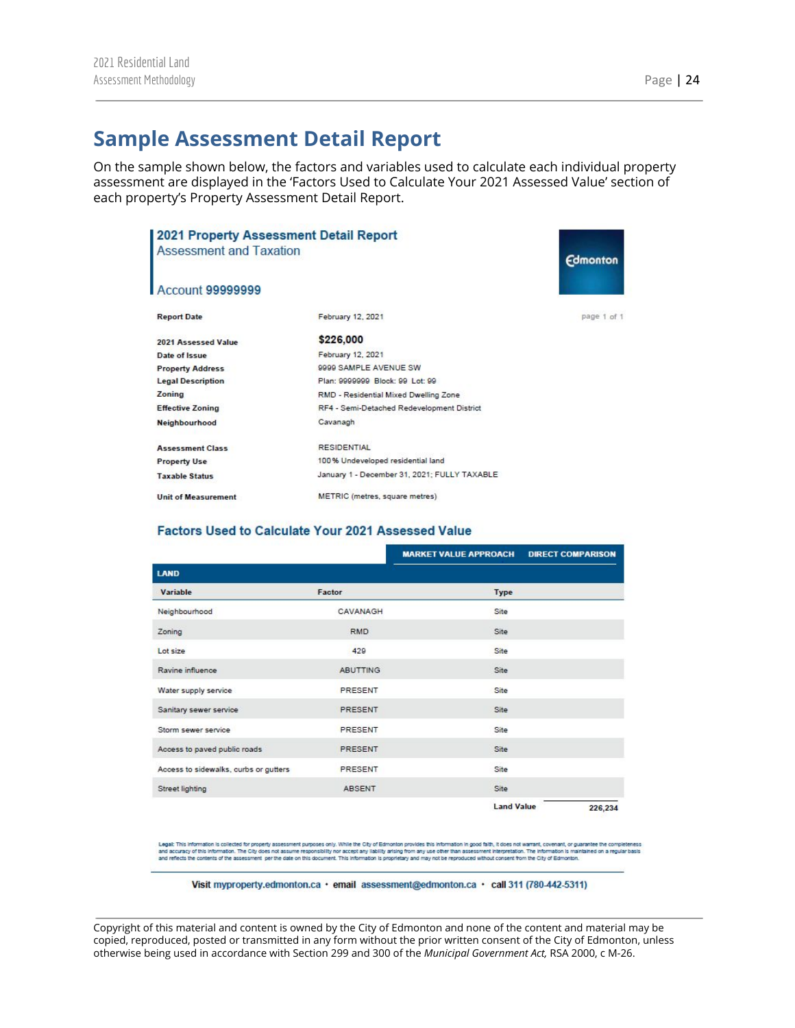# Sample Assessment Detail Report

On the sample shown below, the factors and variables used to calculate each individual property assessment are displayed in the 'Factors Used to Calculate Your 2021 Assessed Value' section of each property's Property Assessment Detail Report.

## 2021 Property Assessment Detail Report

Assessment and Taxation

Edmonton

**Account 99999999**

page 1 of 1

| | |
|---|---|
| **Report Date** | February 12, 2021 |
| **2021 Assessed Value** | **$226,000** |
| **Date of Issue** | February 12, 2021 |
| **Property Address** | 9999 SAMPLE AVENUE SW |
| **Legal Description** | Plan: 9999999 Block: 99 Lot: 99 |
| **Zoning** | RMD - Residential Mixed Dwelling Zone |
| **Effective Zoning** | RF4 - Semi-Detached Redevelopment District |
| **Neighbourhood** | Cavanagh |
| **Assessment Class** | RESIDENTIAL |
| **Property Use** | 100 % Undeveloped residential land |
| **Taxable Status** | January 1 - December 31, 2021; FULLY TAXABLE |
| **Unit of Measurement** | METRIC (metres, square metres) |

### Factors Used to Calculate Your 2021 Assessed Value

**MARKET VALUE APPROACH** | **DIRECT COMPARISON**

**LAND**

| Variable | Factor | Type |
|---|---|---|
| Neighbourhood | CAVANAGH | Site |
| Zoning | RMD | Site |
| Lot size | 429 | Site |
| Ravine influence | ABUTTING | Site |
| Water supply service | PRESENT | Site |
| Sanitary sewer service | PRESENT | Site |
| Storm sewer service | PRESENT | Site |
| Access to paved public roads | PRESENT | Site |
| Access to sidewalks, curbs or gutters | PRESENT | Site |
| Street lighting | ABSENT | Site |
| | | **Land Value** 226,234 |

**Legal:** This information is collected for property assessment purposes only. While the City of Edmonton provides this information in good faith, it does not warrant, covenant, or guarantee the completeness and accuracy of this information. The City does not assume responsibility nor accept any liability arising from any use other than assessment interpretation. The information is maintained on a regular basis and reflects the contents of the assessment per the date on this document. This information is proprietary and may not be reproduced without consent from the City of Edmonton.

Visit myproperty.edmonton.ca • email assessment@edmonton.ca • call 311 (780-442-5311)

Copyright of this material and content is owned by the City of Edmonton and none of the content and material may be copied, reproduced, posted or transmitted in any form without the prior written consent of the City of Edmonton, unless otherwise being used in accordance with Section 299 and 300 of the *Municipal Government Act,* RSA 2000, c M-26.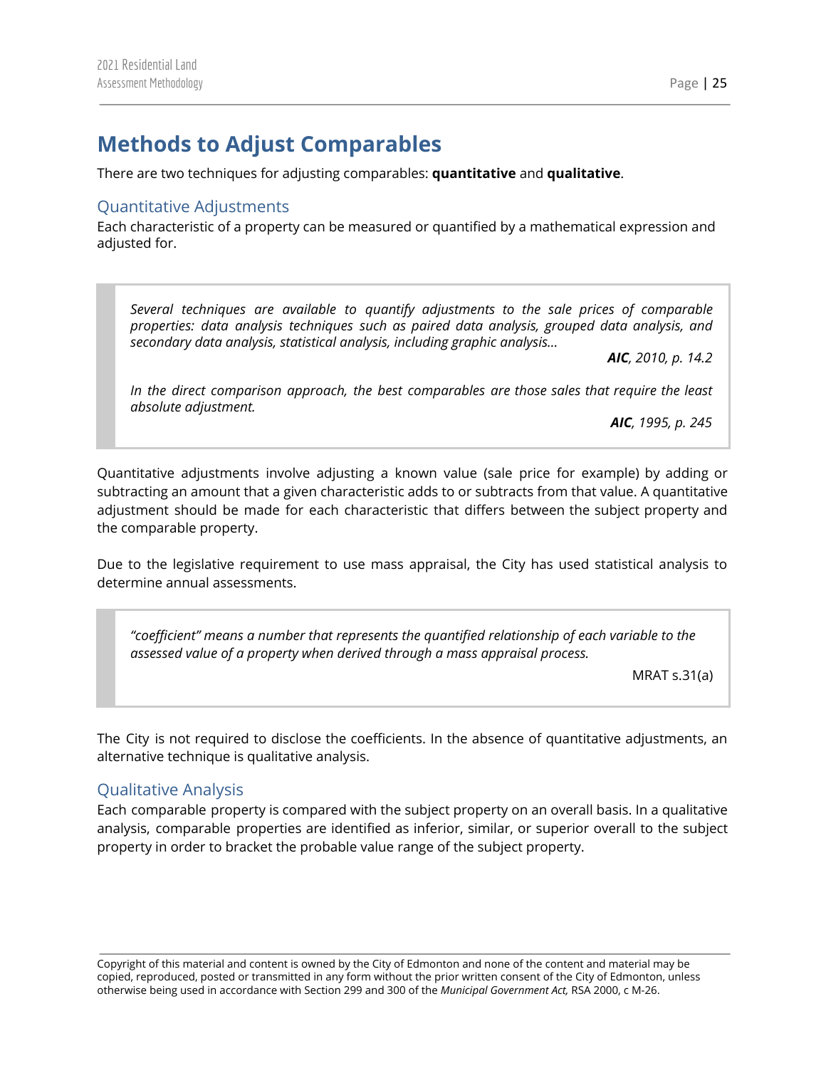# Methods to Adjust Comparables

There are two techniques for adjusting comparables: **quantitative** and **qualitative**.

## Quantitative Adjustments

Each characteristic of a property can be measured or quantified by a mathematical expression and adjusted for.

> *Several techniques are available to quantify adjustments to the sale prices of comparable properties: data analysis techniques such as paired data analysis, grouped data analysis, and secondary data analysis, statistical analysis, including graphic analysis…*
>
> ***AIC**, 2010, p. 14.2*
>
> *In the direct comparison approach, the best comparables are those sales that require the least absolute adjustment.*
>
> ***AIC**, 1995, p. 245*

Quantitative adjustments involve adjusting a known value (sale price for example) by adding or subtracting an amount that a given characteristic adds to or subtracts from that value. A quantitative adjustment should be made for each characteristic that differs between the subject property and the comparable property.

Due to the legislative requirement to use mass appraisal, the City has used statistical analysis to determine annual assessments.

> *"coefficient" means a number that represents the quantified relationship of each variable to the assessed value of a property when derived through a mass appraisal process.*
>
> MRAT s.31(a)

The City is not required to disclose the coefficients. In the absence of quantitative adjustments, an alternative technique is qualitative analysis.

## Qualitative Analysis

Each comparable property is compared with the subject property on an overall basis. In a qualitative analysis, comparable properties are identified as inferior, similar, or superior overall to the subject property in order to bracket the probable value range of the subject property.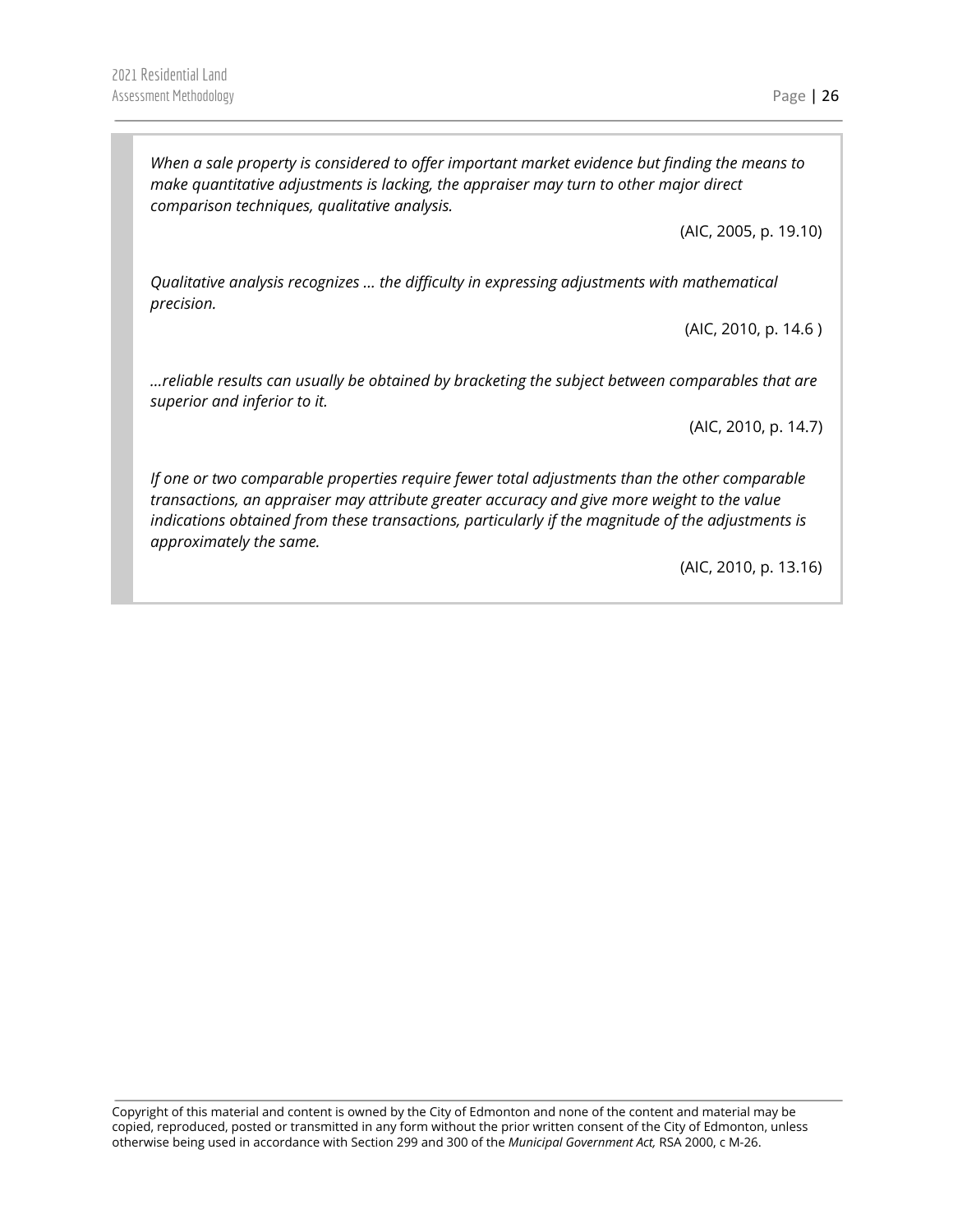*When a sale property is considered to offer important market evidence but finding the means to make quantitative adjustments is lacking, the appraiser may turn to other major direct comparison techniques, qualitative analysis.*

(AIC, 2005, p. 19.10)

*Qualitative analysis recognizes … the difficulty in expressing adjustments with mathematical precision.*

(AIC, 2010, p. 14.6 )

*…reliable results can usually be obtained by bracketing the subject between comparables that are superior and inferior to it.*

(AIC, 2010, p. 14.7)

*If one or two comparable properties require fewer total adjustments than the other comparable transactions, an appraiser may attribute greater accuracy and give more weight to the value indications obtained from these transactions, particularly if the magnitude of the adjustments is approximately the same.*

(AIC, 2010, p. 13.16)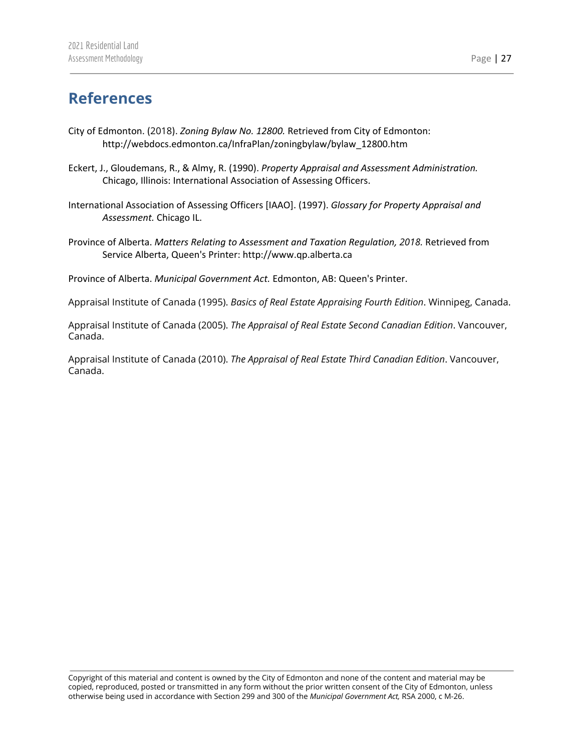# References

City of Edmonton. (2018). *Zoning Bylaw No. 12800.* Retrieved from City of Edmonton: http://webdocs.edmonton.ca/InfraPlan/zoningbylaw/bylaw_12800.htm

Eckert, J., Gloudemans, R., & Almy, R. (1990). *Property Appraisal and Assessment Administration.* Chicago, Illinois: International Association of Assessing Officers.

International Association of Assessing Officers [IAAO]. (1997). *Glossary for Property Appraisal and Assessment.* Chicago IL.

Province of Alberta. *Matters Relating to Assessment and Taxation Regulation, 2018.* Retrieved from Service Alberta, Queen's Printer: http://www.qp.alberta.ca

Province of Alberta. *Municipal Government Act.* Edmonton, AB: Queen's Printer.

Appraisal Institute of Canada (1995). *Basics of Real Estate Appraising Fourth Edition*. Winnipeg, Canada.

Appraisal Institute of Canada (2005). *The Appraisal of Real Estate Second Canadian Edition*. Vancouver, Canada.

Appraisal Institute of Canada (2010). *The Appraisal of Real Estate Third Canadian Edition*. Vancouver, Canada.

Copyright of this material and content is owned by the City of Edmonton and none of the content and material may be copied, reproduced, posted or transmitted in any form without the prior written consent of the City of Edmonton, unless otherwise being used in accordance with Section 299 and 300 of the *Municipal Government Act,* RSA 2000, c M-26.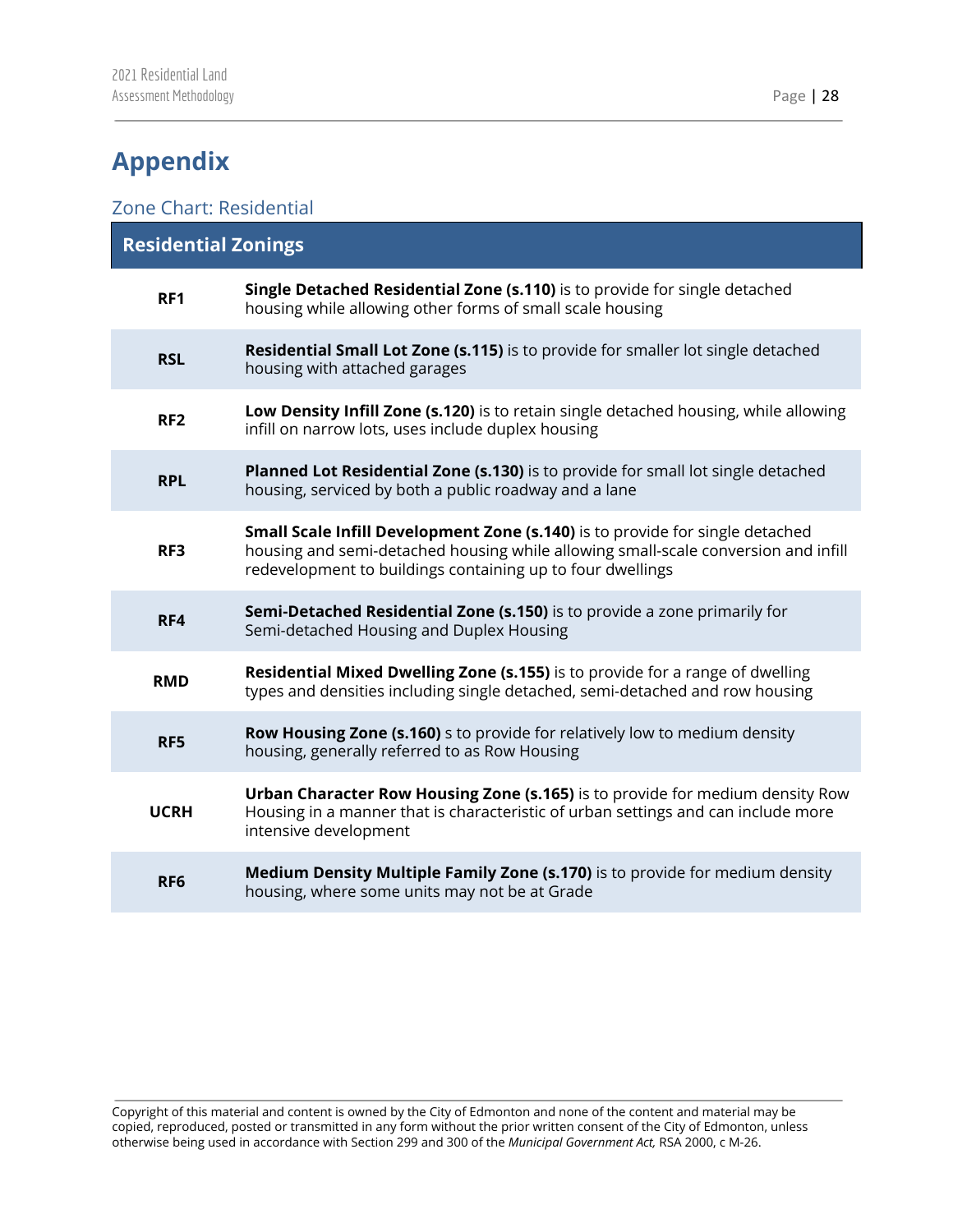# Appendix

## Zone Chart: Residential

| Residential Zonings | |
|---|---|
| **RF1** | **Single Detached Residential Zone (s.110)** is to provide for single detached housing while allowing other forms of small scale housing |
| **RSL** | **Residential Small Lot Zone (s.115)** is to provide for smaller lot single detached housing with attached garages |
| **RF2** | **Low Density Infill Zone (s.120)** is to retain single detached housing, while allowing infill on narrow lots, uses include duplex housing |
| **RPL** | **Planned Lot Residential Zone (s.130)** is to provide for small lot single detached housing, serviced by both a public roadway and a lane |
| **RF3** | **Small Scale Infill Development Zone (s.140)** is to provide for single detached housing and semi-detached housing while allowing small-scale conversion and infill redevelopment to buildings containing up to four dwellings |
| **RF4** | **Semi-Detached Residential Zone (s.150)** is to provide a zone primarily for Semi-detached Housing and Duplex Housing |
| **RMD** | **Residential Mixed Dwelling Zone (s.155)** is to provide for a range of dwelling types and densities including single detached, semi-detached and row housing |
| **RF5** | **Row Housing Zone (s.160)** s to provide for relatively low to medium density housing, generally referred to as Row Housing |
| **UCRH** | **Urban Character Row Housing Zone (s.165)** is to provide for medium density Row Housing in a manner that is characteristic of urban settings and can include more intensive development |
| **RF6** | **Medium Density Multiple Family Zone (s.170)** is to provide for medium density housing, where some units may not be at Grade |

Copyright of this material and content is owned by the City of Edmonton and none of the content and material may be copied, reproduced, posted or transmitted in any form without the prior written consent of the City of Edmonton, unless otherwise being used in accordance with Section 299 and 300 of the *Municipal Government Act,* RSA 2000, c M-26.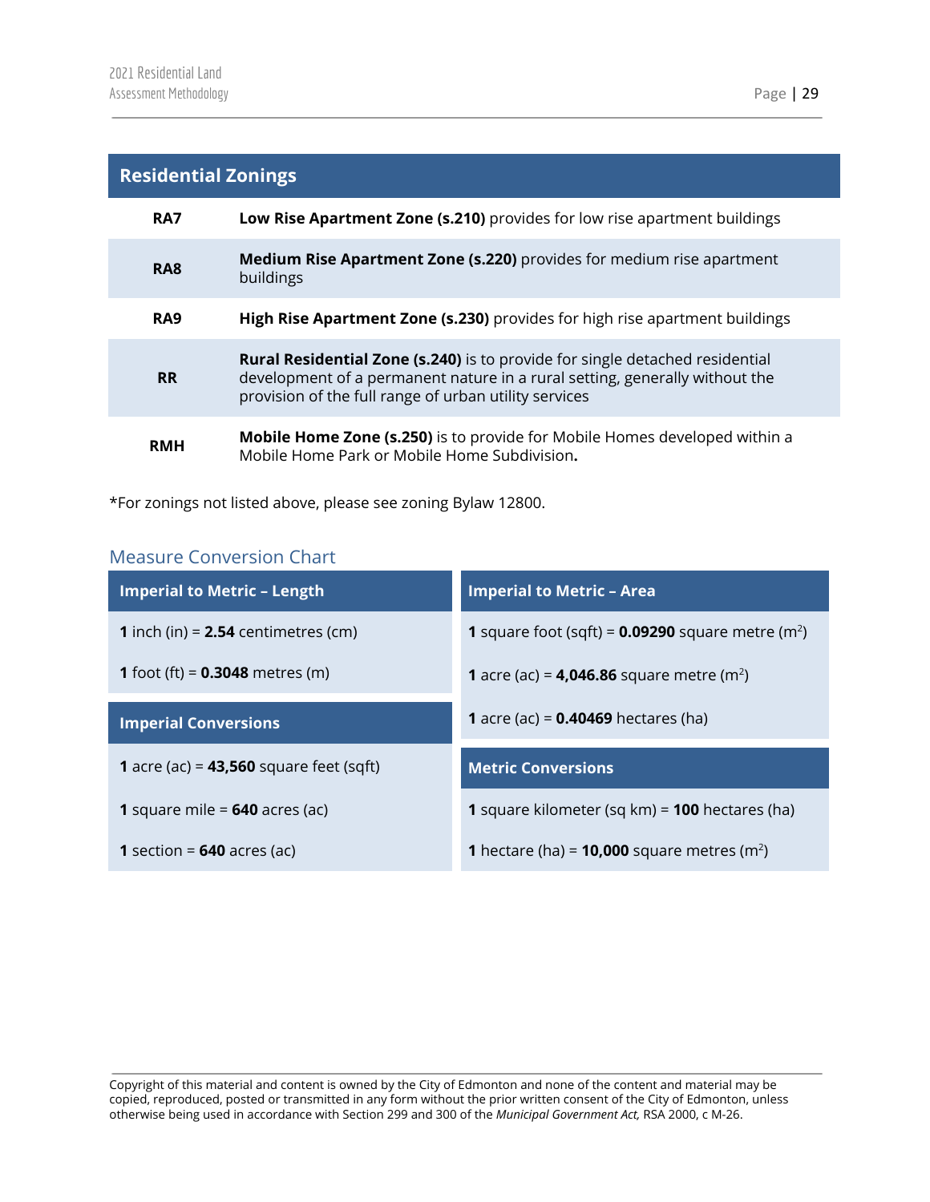## Residential Zonings

| | |
|---|---|
| RA7 | **Low Rise Apartment Zone (s.210)** provides for low rise apartment buildings |
| RA8 | **Medium Rise Apartment Zone (s.220)** provides for medium rise apartment buildings |
| RA9 | **High Rise Apartment Zone (s.230)** provides for high rise apartment buildings |
| RR | **Rural Residential Zone (s.240)** is to provide for single detached residential development of a permanent nature in a rural setting, generally without the provision of the full range of urban utility services |
| RMH | **Mobile Home Zone (s.250)** is to provide for Mobile Homes developed within a Mobile Home Park or Mobile Home Subdivision**.** |

*For zonings not listed above, please see zoning Bylaw 12800.

### Measure Conversion Chart

| Imperial to Metric – Length |
|---|
| **1** inch (in) = **2.54** centimetres (cm) |
| **1** foot (ft) = **0.3048** metres (m) |

| Imperial Conversions |
|---|
| **1** acre (ac) = **43,560** square feet (sqft) |
| **1** square mile = **640** acres (ac) |
| **1** section = **640** acres (ac) |

| Imperial to Metric – Area |
|---|
| **1** square foot (sqft) = **0.09290** square metre ($m^2$) |
| **1** acre (ac) = **4,046.86** square metre ($m^2$) |
| **1** acre (ac) = **0.40469** hectares (ha) |

| Metric Conversions |
|---|
| **1** square kilometer (sq km) = **100** hectares (ha) |
| **1** hectare (ha) = **10,000** square metres ($m^2$) |

Copyright of this material and content is owned by the City of Edmonton and none of the content and material may be copied, reproduced, posted or transmitted in any form without the prior written consent of the City of Edmonton, unless otherwise being used in accordance with Section 299 and 300 of the *Municipal Government Act,* RSA 2000, c M-26.